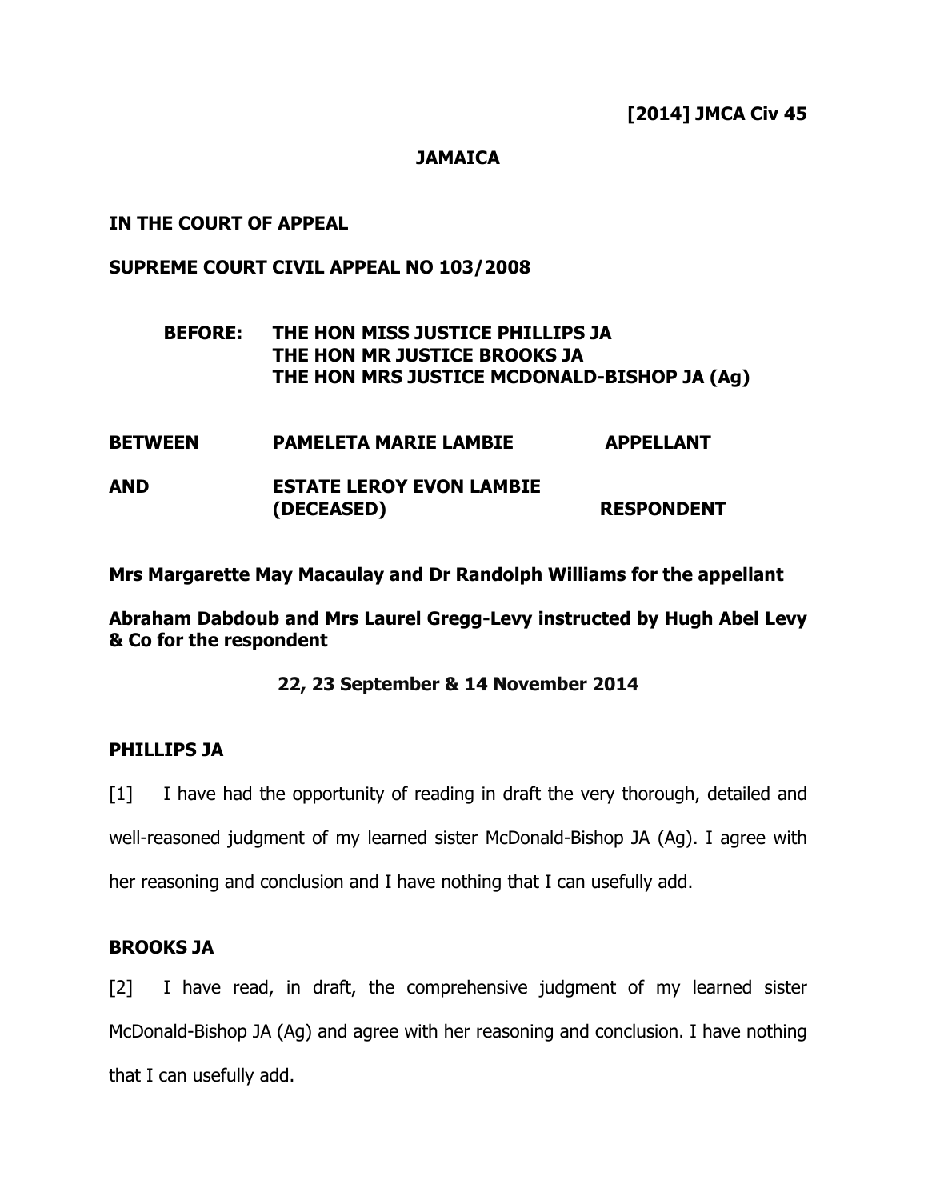**[2014] JMCA Civ 45**

**JAMAICA**

**IN THE COURT OF APPEAL**

**SUPREME COURT CIVIL APPEAL NO 103/2008**

**BEFORE: THE HON MISS JUSTICE PHILLIPS JA**
**THE HON MR JUSTICE BROOKS JA**
**THE HON MRS JUSTICE MCDONALD-BISHOP JA (Ag)**

| | | |
|---|---|---|
| **BETWEEN** | **PAMELETA MARIE LAMBIE** | **APPELLANT** |
| **AND** | **ESTATE LEROY EVON LAMBIE (DECEASED)** | **RESPONDENT** |

**Mrs Margarette May Macaulay and Dr Randolph Williams for the appellant**

**Abraham Dabdoub and Mrs Laurel Gregg-Levy instructed by Hugh Abel Levy & Co for the respondent**

**22, 23 September & 14 November 2014**

## PHILLIPS JA

[1] I have had the opportunity of reading in draft the very thorough, detailed and well-reasoned judgment of my learned sister McDonald-Bishop JA (Ag). I agree with her reasoning and conclusion and I have nothing that I can usefully add.

## BROOKS JA

[2] I have read, in draft, the comprehensive judgment of my learned sister McDonald-Bishop JA (Ag) and agree with her reasoning and conclusion. I have nothing that I can usefully add.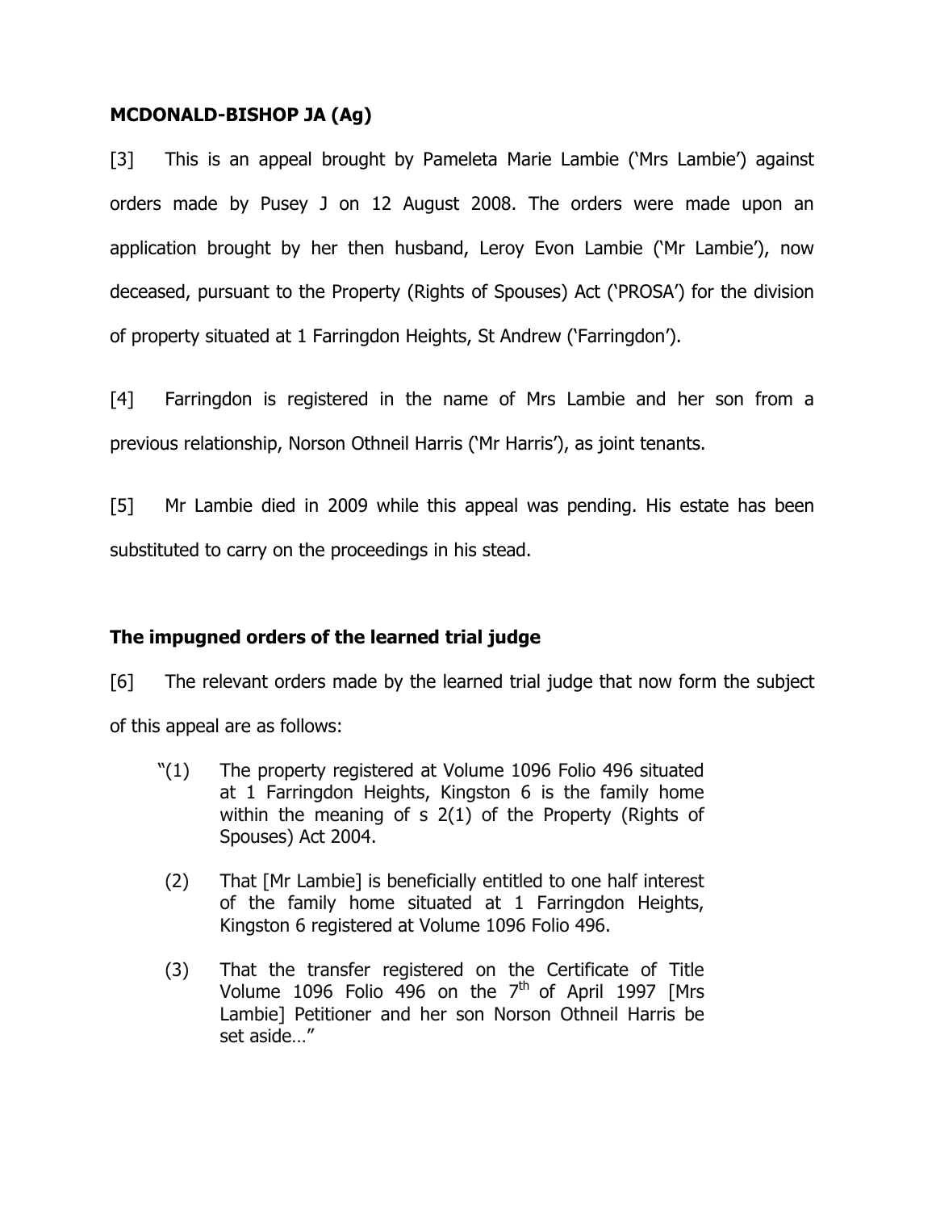**MCDONALD-BISHOP JA (Ag)**

[3] This is an appeal brought by Pameleta Marie Lambie ('Mrs Lambie') against orders made by Pusey J on 12 August 2008. The orders were made upon an application brought by her then husband, Leroy Evon Lambie ('Mr Lambie'), now deceased, pursuant to the Property (Rights of Spouses) Act ('PROSA') for the division of property situated at 1 Farringdon Heights, St Andrew ('Farringdon').

[4] Farringdon is registered in the name of Mrs Lambie and her son from a previous relationship, Norson Othneil Harris ('Mr Harris'), as joint tenants.

[5] Mr Lambie died in 2009 while this appeal was pending. His estate has been substituted to carry on the proceedings in his stead.

**The impugned orders of the learned trial judge**

[6] The relevant orders made by the learned trial judge that now form the subject of this appeal are as follows:

> "(1) The property registered at Volume 1096 Folio 496 situated at 1 Farringdon Heights, Kingston 6 is the family home within the meaning of s 2(1) of the Property (Rights of Spouses) Act 2004.
>
> (2) That [Mr Lambie] is beneficially entitled to one half interest of the family home situated at 1 Farringdon Heights, Kingston 6 registered at Volume 1096 Folio 496.
>
> (3) That the transfer registered on the Certificate of Title Volume 1096 Folio 496 on the 7th of April 1997 [Mrs Lambie] Petitioner and her son Norson Othneil Harris be set aside…"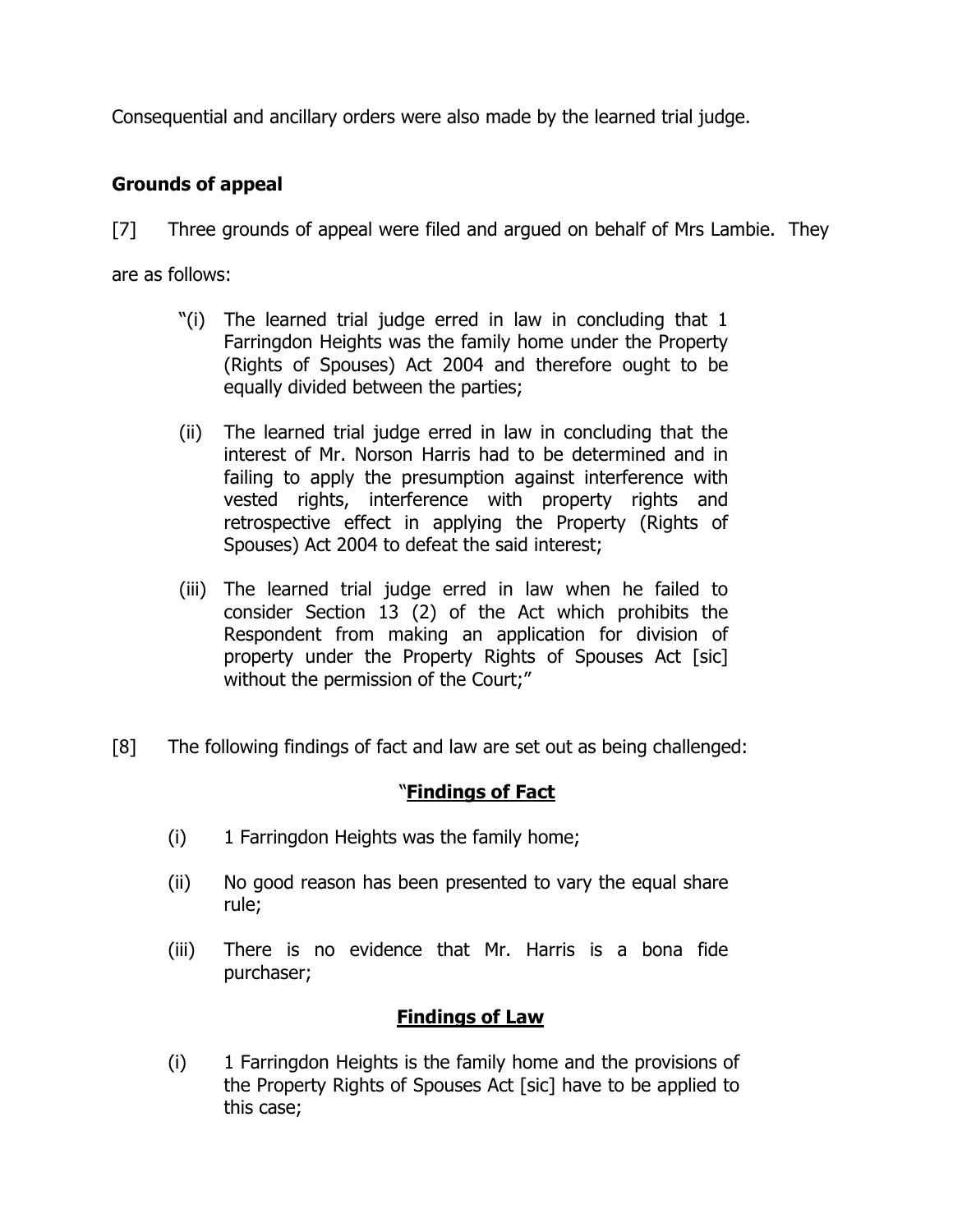Consequential and ancillary orders were also made by the learned trial judge.

**Grounds of appeal**

[7] Three grounds of appeal were filed and argued on behalf of Mrs Lambie. They are as follows:

> "(i) The learned trial judge erred in law in concluding that 1 Farringdon Heights was the family home under the Property (Rights of Spouses) Act 2004 and therefore ought to be equally divided between the parties;
>
> (ii) The learned trial judge erred in law in concluding that the interest of Mr. Norson Harris had to be determined and in failing to apply the presumption against interference with vested rights, interference with property rights and retrospective effect in applying the Property (Rights of Spouses) Act 2004 to defeat the said interest;
>
> (iii) The learned trial judge erred in law when he failed to consider Section 13 (2) of the Act which prohibits the Respondent from making an application for division of property under the Property Rights of Spouses Act [sic] without the permission of the Court;"

[8] The following findings of fact and law are set out as being challenged:

> "**<u>Findings of Fact</u>**
>
> (i) 1 Farringdon Heights was the family home;
>
> (ii) No good reason has been presented to vary the equal share rule;
>
> (iii) There is no evidence that Mr. Harris is a bona fide purchaser;
>
> **<u>Findings of Law</u>**
>
> (i) 1 Farringdon Heights is the family home and the provisions of the Property Rights of Spouses Act [sic] have to be applied to this case;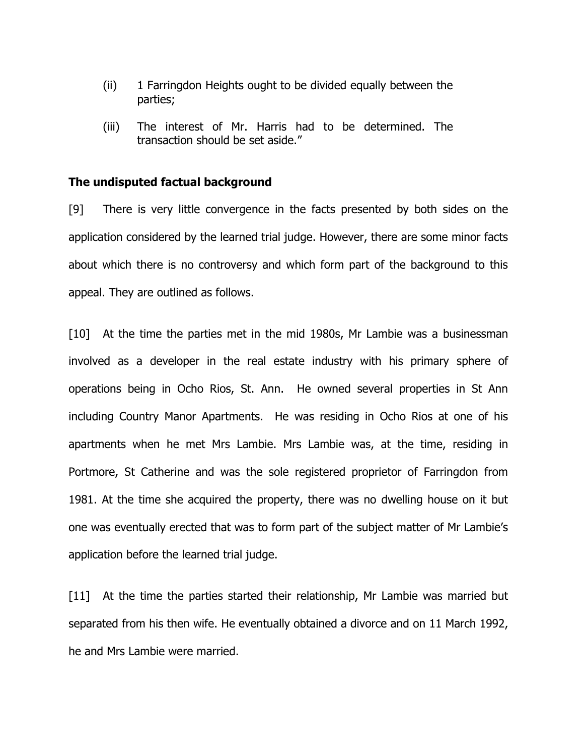(ii) 1 Farringdon Heights ought to be divided equally between the parties;

(iii) The interest of Mr. Harris had to be determined. The transaction should be set aside."

**The undisputed factual background**

[9] There is very little convergence in the facts presented by both sides on the application considered by the learned trial judge. However, there are some minor facts about which there is no controversy and which form part of the background to this appeal. They are outlined as follows.

[10] At the time the parties met in the mid 1980s, Mr Lambie was a businessman involved as a developer in the real estate industry with his primary sphere of operations being in Ocho Rios, St. Ann. He owned several properties in St Ann including Country Manor Apartments. He was residing in Ocho Rios at one of his apartments when he met Mrs Lambie. Mrs Lambie was, at the time, residing in Portmore, St Catherine and was the sole registered proprietor of Farringdon from 1981. At the time she acquired the property, there was no dwelling house on it but one was eventually erected that was to form part of the subject matter of Mr Lambie's application before the learned trial judge.

[11] At the time the parties started their relationship, Mr Lambie was married but separated from his then wife. He eventually obtained a divorce and on 11 March 1992, he and Mrs Lambie were married.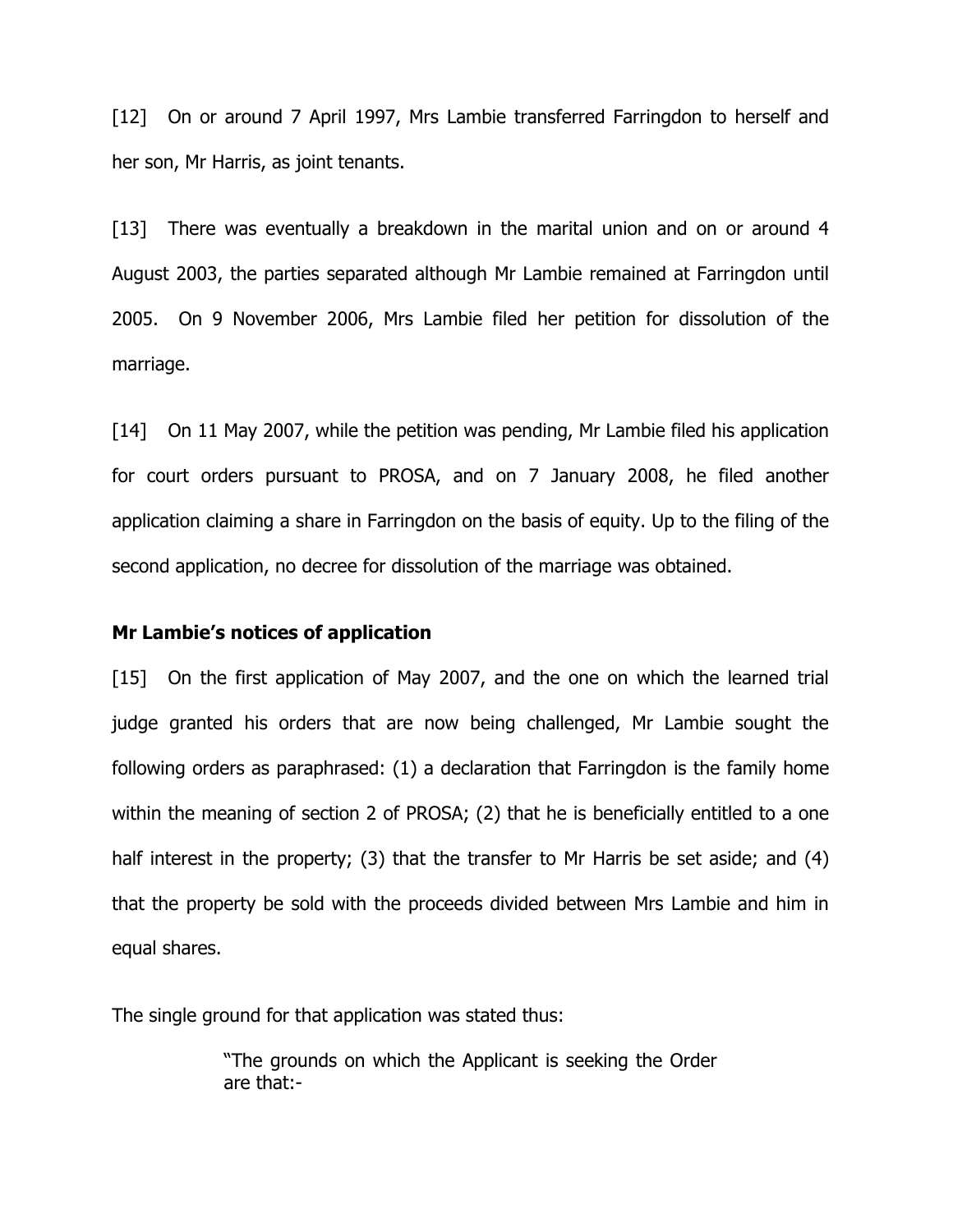[12] On or around 7 April 1997, Mrs Lambie transferred Farringdon to herself and her son, Mr Harris, as joint tenants.

[13] There was eventually a breakdown in the marital union and on or around 4 August 2003, the parties separated although Mr Lambie remained at Farringdon until 2005. On 9 November 2006, Mrs Lambie filed her petition for dissolution of the marriage.

[14] On 11 May 2007, while the petition was pending, Mr Lambie filed his application for court orders pursuant to PROSA, and on 7 January 2008, he filed another application claiming a share in Farringdon on the basis of equity. Up to the filing of the second application, no decree for dissolution of the marriage was obtained.

**Mr Lambie's notices of application**

[15] On the first application of May 2007, and the one on which the learned trial judge granted his orders that are now being challenged, Mr Lambie sought the following orders as paraphrased: (1) a declaration that Farringdon is the family home within the meaning of section 2 of PROSA; (2) that he is beneficially entitled to a one half interest in the property; (3) that the transfer to Mr Harris be set aside; and (4) that the property be sold with the proceeds divided between Mrs Lambie and him in equal shares.

The single ground for that application was stated thus:

> "The grounds on which the Applicant is seeking the Order are that:-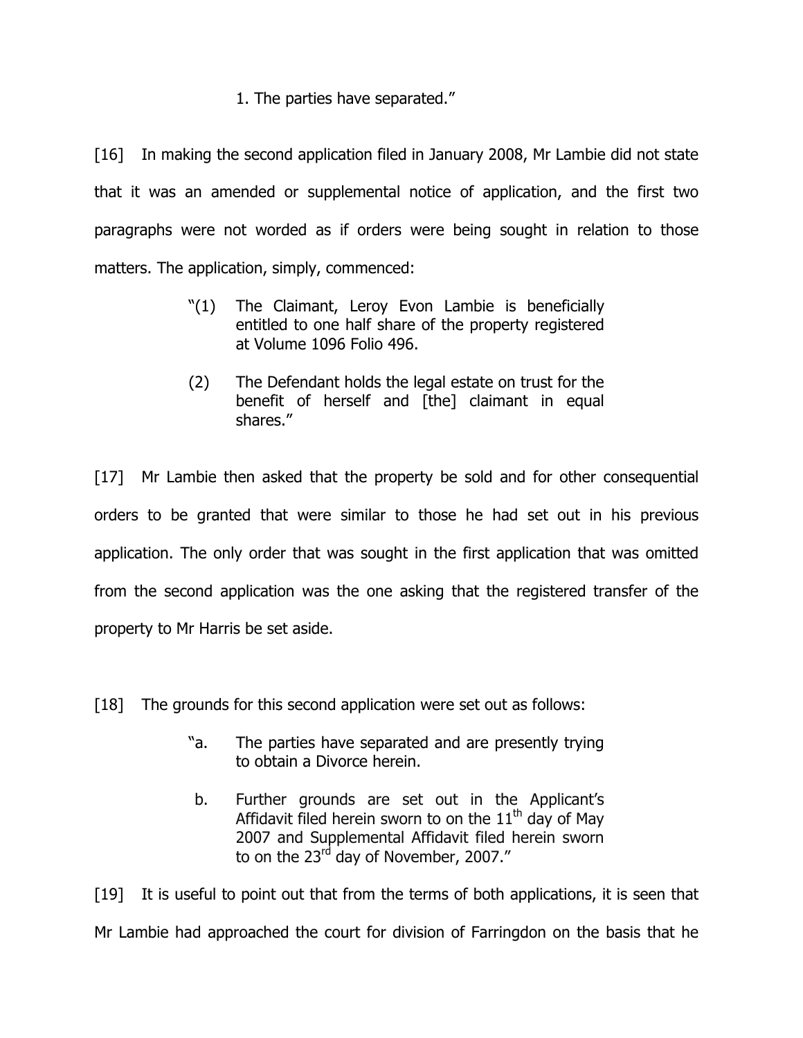1. The parties have separated."

[16] In making the second application filed in January 2008, Mr Lambie did not state that it was an amended or supplemental notice of application, and the first two paragraphs were not worded as if orders were being sought in relation to those matters. The application, simply, commenced:

> "(1) The Claimant, Leroy Evon Lambie is beneficially entitled to one half share of the property registered at Volume 1096 Folio 496.
>
> (2) The Defendant holds the legal estate on trust for the benefit of herself and [the] claimant in equal shares."

[17] Mr Lambie then asked that the property be sold and for other consequential orders to be granted that were similar to those he had set out in his previous application. The only order that was sought in the first application that was omitted from the second application was the one asking that the registered transfer of the property to Mr Harris be set aside.

[18] The grounds for this second application were set out as follows:

> "a. The parties have separated and are presently trying to obtain a Divorce herein.
>
> b. Further grounds are set out in the Applicant's Affidavit filed herein sworn to on the 11th day of May 2007 and Supplemental Affidavit filed herein sworn to on the 23rd day of November, 2007."

[19] It is useful to point out that from the terms of both applications, it is seen that Mr Lambie had approached the court for division of Farringdon on the basis that he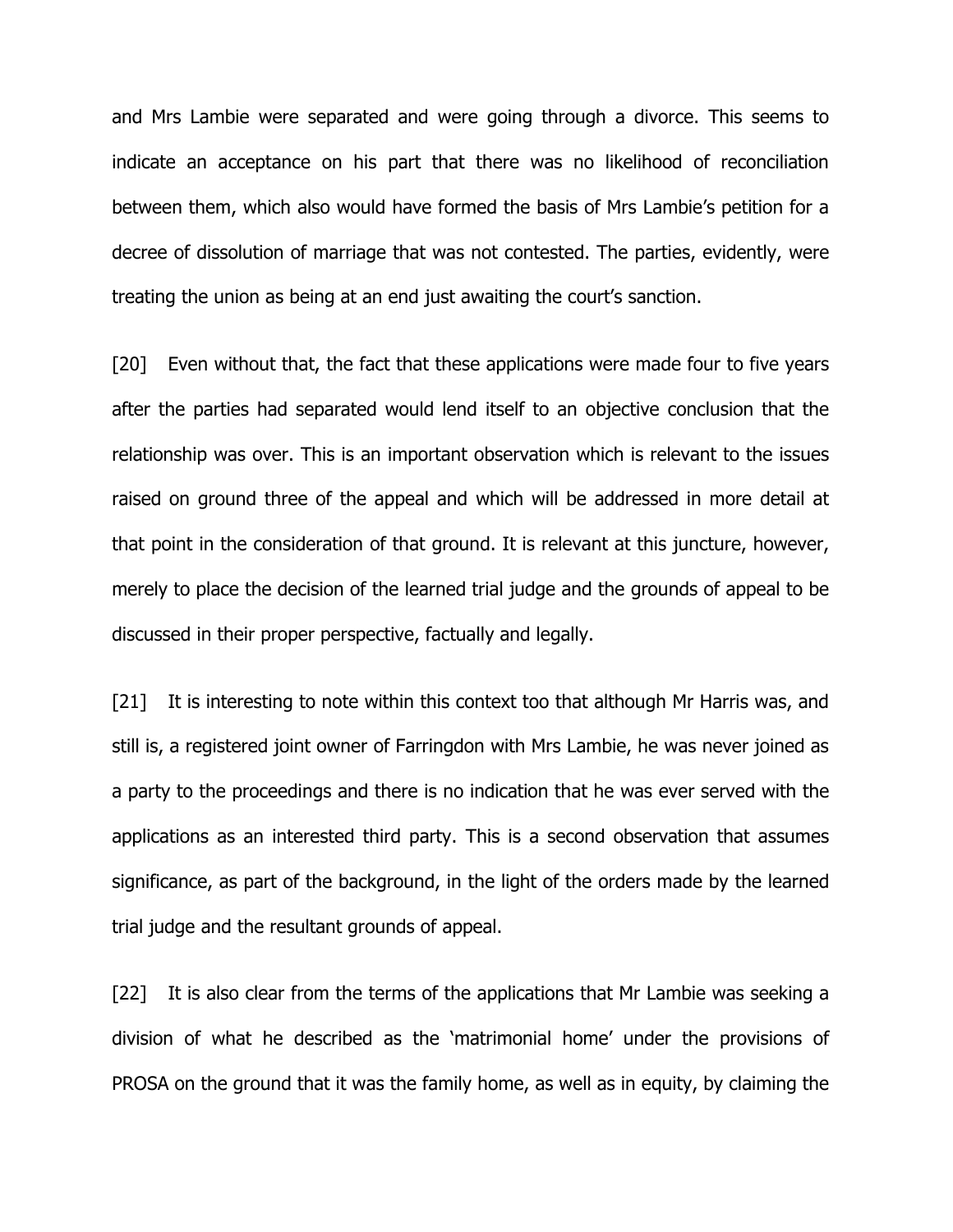and Mrs Lambie were separated and were going through a divorce. This seems to indicate an acceptance on his part that there was no likelihood of reconciliation between them, which also would have formed the basis of Mrs Lambie's petition for a decree of dissolution of marriage that was not contested. The parties, evidently, were treating the union as being at an end just awaiting the court's sanction.

[20] Even without that, the fact that these applications were made four to five years after the parties had separated would lend itself to an objective conclusion that the relationship was over. This is an important observation which is relevant to the issues raised on ground three of the appeal and which will be addressed in more detail at that point in the consideration of that ground. It is relevant at this juncture, however, merely to place the decision of the learned trial judge and the grounds of appeal to be discussed in their proper perspective, factually and legally.

[21] It is interesting to note within this context too that although Mr Harris was, and still is, a registered joint owner of Farringdon with Mrs Lambie, he was never joined as a party to the proceedings and there is no indication that he was ever served with the applications as an interested third party. This is a second observation that assumes significance, as part of the background, in the light of the orders made by the learned trial judge and the resultant grounds of appeal.

[22] It is also clear from the terms of the applications that Mr Lambie was seeking a division of what he described as the 'matrimonial home' under the provisions of PROSA on the ground that it was the family home, as well as in equity, by claiming the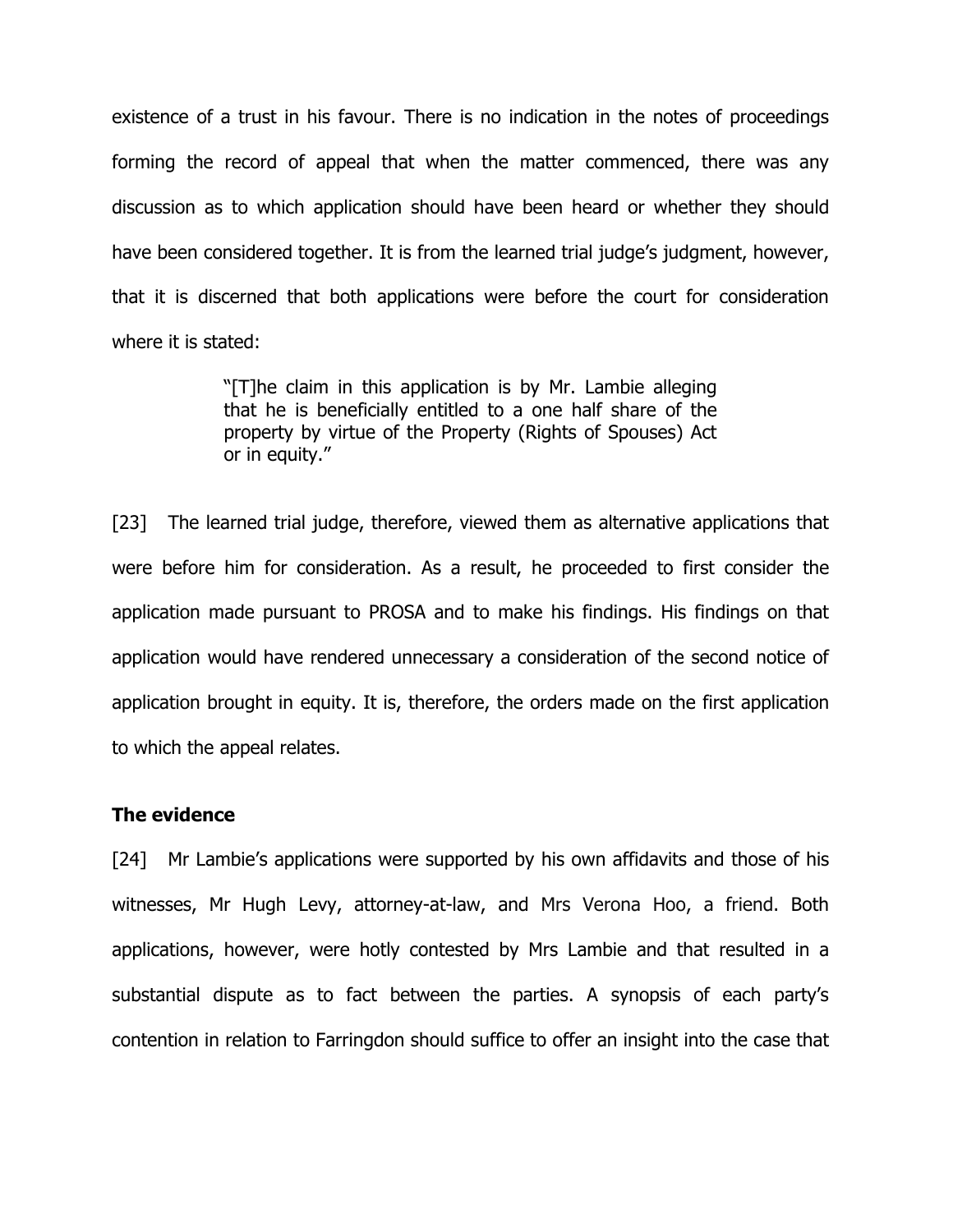existence of a trust in his favour. There is no indication in the notes of proceedings forming the record of appeal that when the matter commenced, there was any discussion as to which application should have been heard or whether they should have been considered together. It is from the learned trial judge's judgment, however, that it is discerned that both applications were before the court for consideration where it is stated:

> "[T]he claim in this application is by Mr. Lambie alleging that he is beneficially entitled to a one half share of the property by virtue of the Property (Rights of Spouses) Act or in equity."

[23] The learned trial judge, therefore, viewed them as alternative applications that were before him for consideration. As a result, he proceeded to first consider the application made pursuant to PROSA and to make his findings. His findings on that application would have rendered unnecessary a consideration of the second notice of application brought in equity. It is, therefore, the orders made on the first application to which the appeal relates.

**The evidence**

[24] Mr Lambie's applications were supported by his own affidavits and those of his witnesses, Mr Hugh Levy, attorney-at-law, and Mrs Verona Hoo, a friend. Both applications, however, were hotly contested by Mrs Lambie and that resulted in a substantial dispute as to fact between the parties. A synopsis of each party's contention in relation to Farringdon should suffice to offer an insight into the case that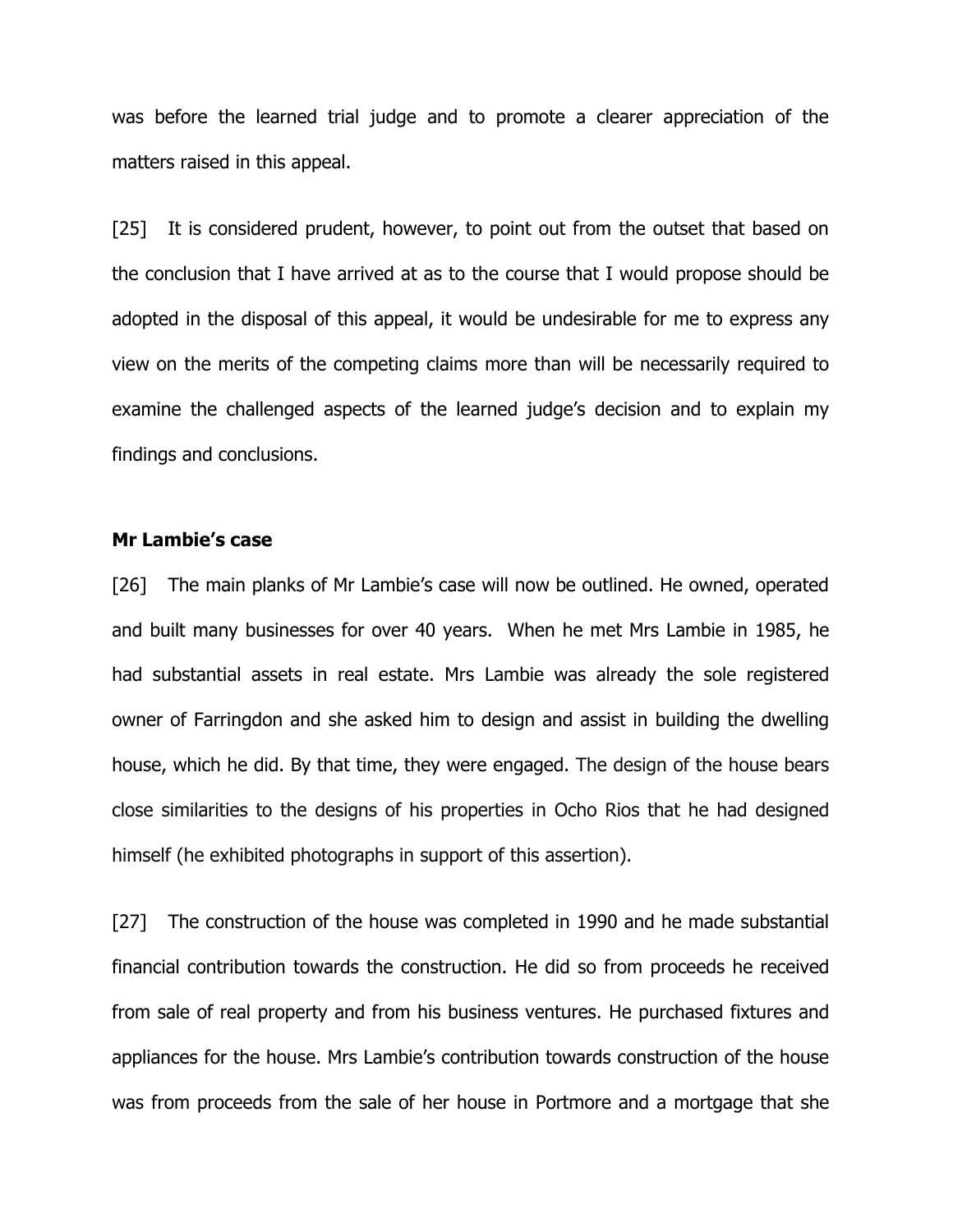was before the learned trial judge and to promote a clearer appreciation of the matters raised in this appeal.

[25] It is considered prudent, however, to point out from the outset that based on the conclusion that I have arrived at as to the course that I would propose should be adopted in the disposal of this appeal, it would be undesirable for me to express any view on the merits of the competing claims more than will be necessarily required to examine the challenged aspects of the learned judge's decision and to explain my findings and conclusions.

**Mr Lambie's case**

[26] The main planks of Mr Lambie's case will now be outlined. He owned, operated and built many businesses for over 40 years. When he met Mrs Lambie in 1985, he had substantial assets in real estate. Mrs Lambie was already the sole registered owner of Farringdon and she asked him to design and assist in building the dwelling house, which he did. By that time, they were engaged. The design of the house bears close similarities to the designs of his properties in Ocho Rios that he had designed himself (he exhibited photographs in support of this assertion).

[27] The construction of the house was completed in 1990 and he made substantial financial contribution towards the construction. He did so from proceeds he received from sale of real property and from his business ventures. He purchased fixtures and appliances for the house. Mrs Lambie's contribution towards construction of the house was from proceeds from the sale of her house in Portmore and a mortgage that she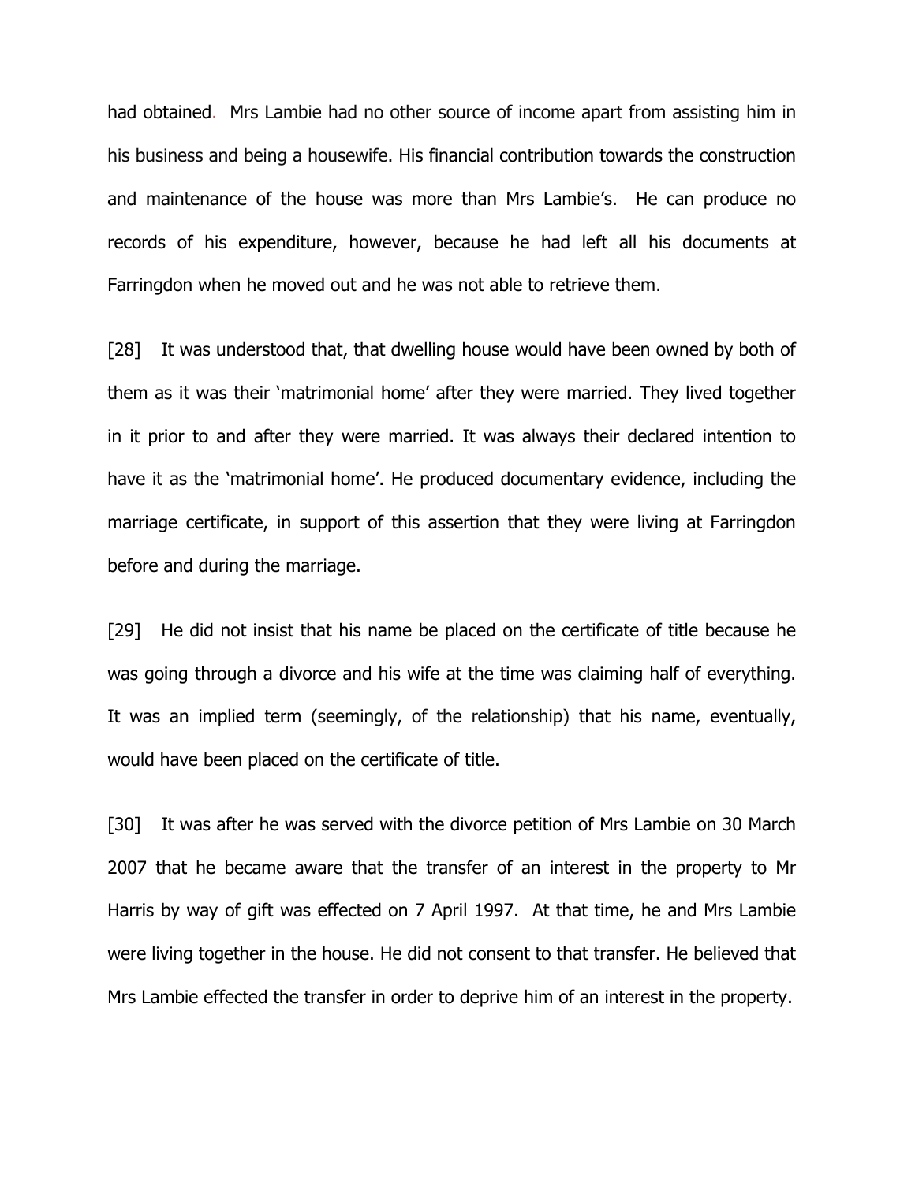had obtained. Mrs Lambie had no other source of income apart from assisting him in his business and being a housewife. His financial contribution towards the construction and maintenance of the house was more than Mrs Lambie's. He can produce no records of his expenditure, however, because he had left all his documents at Farringdon when he moved out and he was not able to retrieve them.

[28] It was understood that, that dwelling house would have been owned by both of them as it was their 'matrimonial home' after they were married. They lived together in it prior to and after they were married. It was always their declared intention to have it as the 'matrimonial home'. He produced documentary evidence, including the marriage certificate, in support of this assertion that they were living at Farringdon before and during the marriage.

[29] He did not insist that his name be placed on the certificate of title because he was going through a divorce and his wife at the time was claiming half of everything. It was an implied term (seemingly, of the relationship) that his name, eventually, would have been placed on the certificate of title.

[30] It was after he was served with the divorce petition of Mrs Lambie on 30 March 2007 that he became aware that the transfer of an interest in the property to Mr Harris by way of gift was effected on 7 April 1997. At that time, he and Mrs Lambie were living together in the house. He did not consent to that transfer. He believed that Mrs Lambie effected the transfer in order to deprive him of an interest in the property.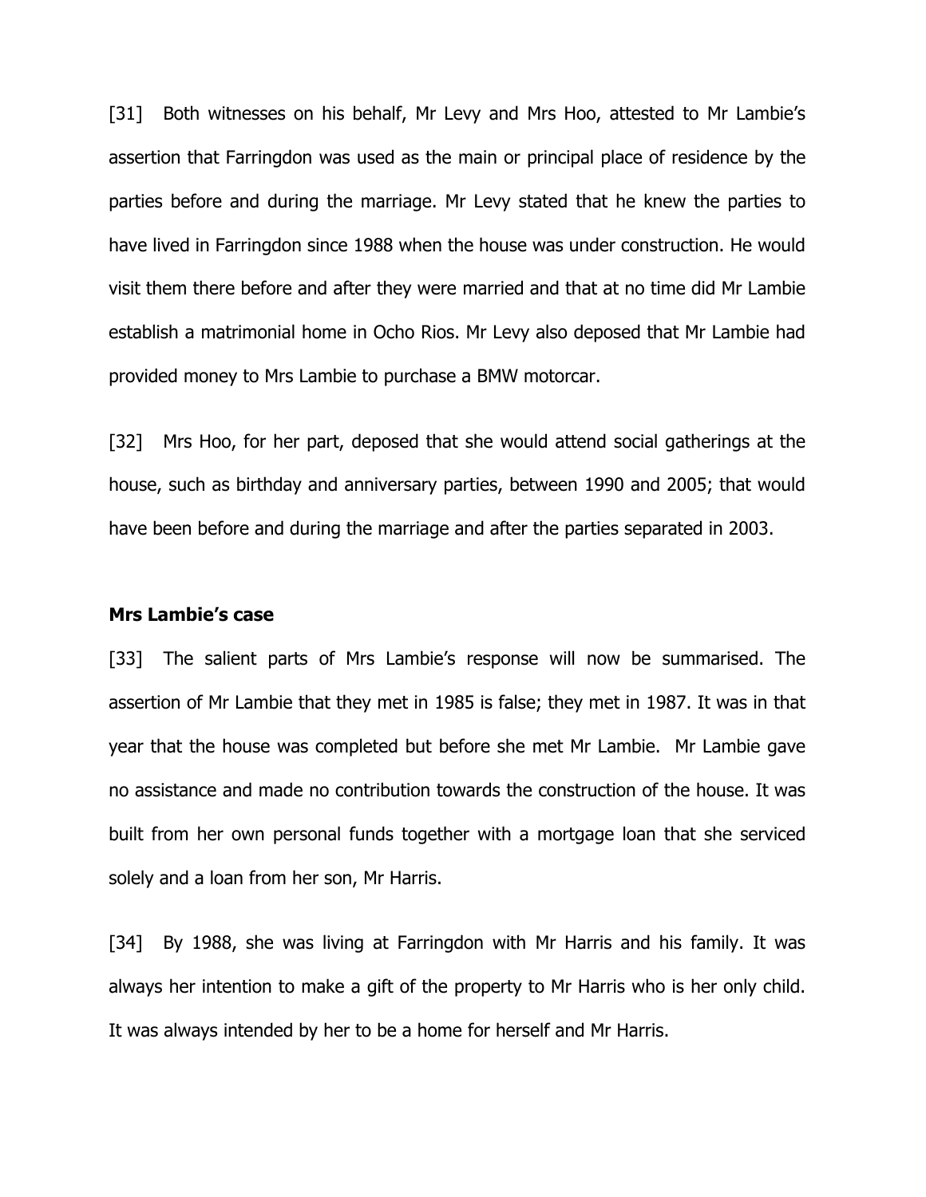[31] Both witnesses on his behalf, Mr Levy and Mrs Hoo, attested to Mr Lambie's assertion that Farringdon was used as the main or principal place of residence by the parties before and during the marriage. Mr Levy stated that he knew the parties to have lived in Farringdon since 1988 when the house was under construction. He would visit them there before and after they were married and that at no time did Mr Lambie establish a matrimonial home in Ocho Rios. Mr Levy also deposed that Mr Lambie had provided money to Mrs Lambie to purchase a BMW motorcar.

[32] Mrs Hoo, for her part, deposed that she would attend social gatherings at the house, such as birthday and anniversary parties, between 1990 and 2005; that would have been before and during the marriage and after the parties separated in 2003.

**Mrs Lambie's case**

[33] The salient parts of Mrs Lambie's response will now be summarised. The assertion of Mr Lambie that they met in 1985 is false; they met in 1987. It was in that year that the house was completed but before she met Mr Lambie. Mr Lambie gave no assistance and made no contribution towards the construction of the house. It was built from her own personal funds together with a mortgage loan that she serviced solely and a loan from her son, Mr Harris.

[34] By 1988, she was living at Farringdon with Mr Harris and his family. It was always her intention to make a gift of the property to Mr Harris who is her only child. It was always intended by her to be a home for herself and Mr Harris.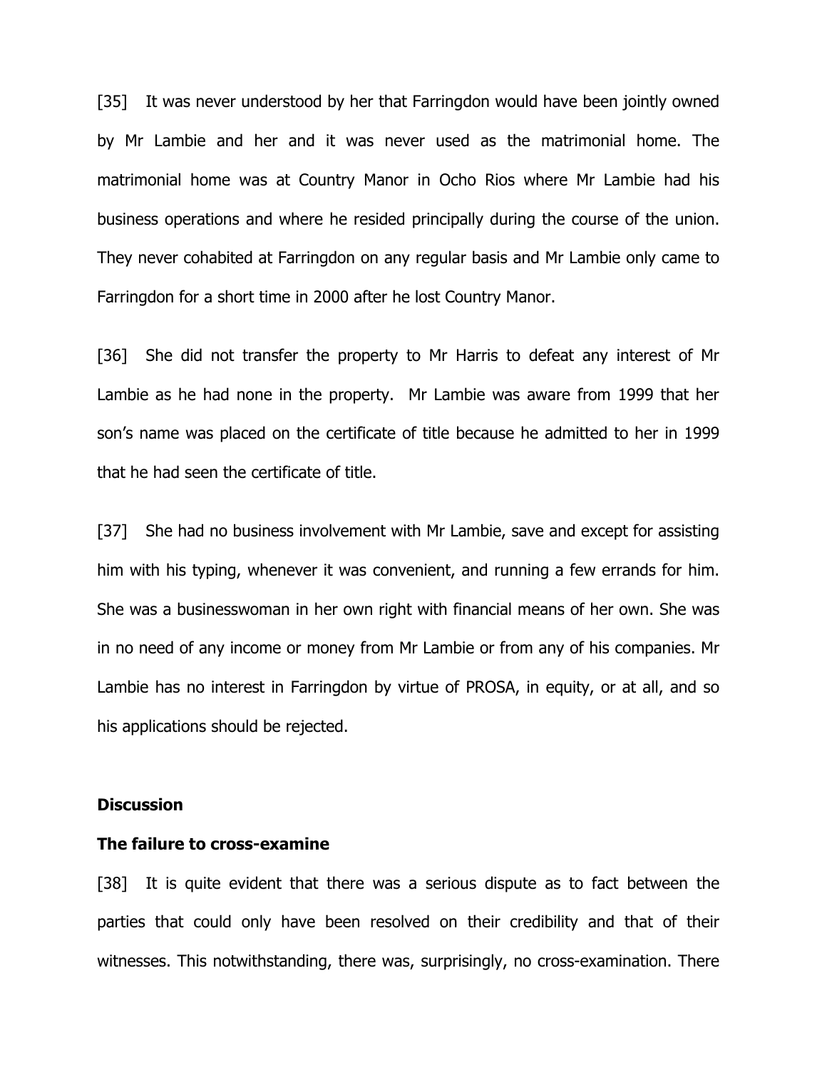[35] It was never understood by her that Farringdon would have been jointly owned by Mr Lambie and her and it was never used as the matrimonial home. The matrimonial home was at Country Manor in Ocho Rios where Mr Lambie had his business operations and where he resided principally during the course of the union. They never cohabited at Farringdon on any regular basis and Mr Lambie only came to Farringdon for a short time in 2000 after he lost Country Manor.

[36] She did not transfer the property to Mr Harris to defeat any interest of Mr Lambie as he had none in the property. Mr Lambie was aware from 1999 that her son's name was placed on the certificate of title because he admitted to her in 1999 that he had seen the certificate of title.

[37] She had no business involvement with Mr Lambie, save and except for assisting him with his typing, whenever it was convenient, and running a few errands for him. She was a businesswoman in her own right with financial means of her own. She was in no need of any income or money from Mr Lambie or from any of his companies. Mr Lambie has no interest in Farringdon by virtue of PROSA, in equity, or at all, and so his applications should be rejected.

**Discussion**

**The failure to cross-examine**

[38] It is quite evident that there was a serious dispute as to fact between the parties that could only have been resolved on their credibility and that of their witnesses. This notwithstanding, there was, surprisingly, no cross-examination. There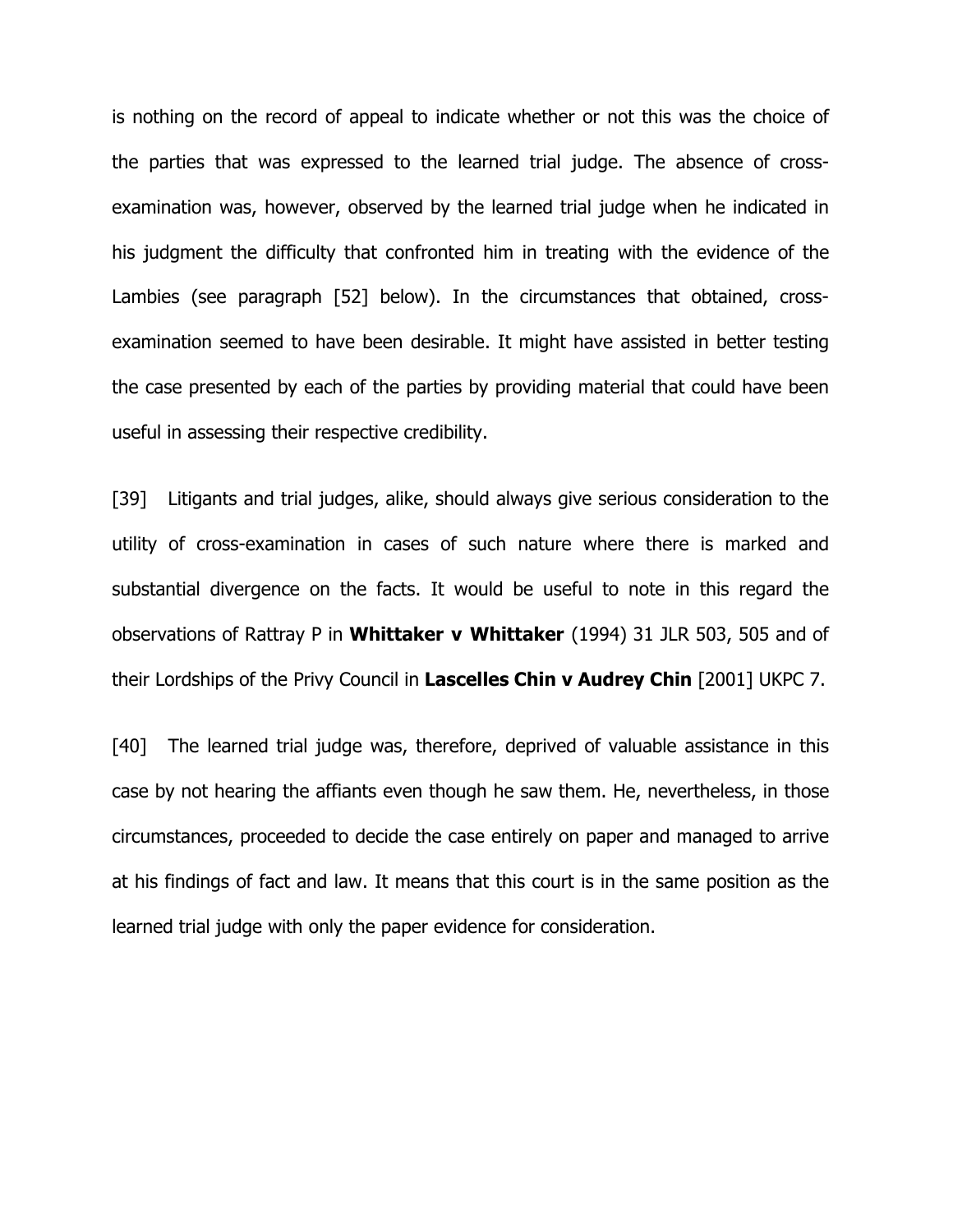is nothing on the record of appeal to indicate whether or not this was the choice of the parties that was expressed to the learned trial judge. The absence of cross-examination was, however, observed by the learned trial judge when he indicated in his judgment the difficulty that confronted him in treating with the evidence of the Lambies (see paragraph [52] below). In the circumstances that obtained, cross-examination seemed to have been desirable. It might have assisted in better testing the case presented by each of the parties by providing material that could have been useful in assessing their respective credibility.

[39] Litigants and trial judges, alike, should always give serious consideration to the utility of cross-examination in cases of such nature where there is marked and substantial divergence on the facts. It would be useful to note in this regard the observations of Rattray P in **Whittaker v Whittaker** (1994) 31 JLR 503, 505 and of their Lordships of the Privy Council in **Lascelles Chin v Audrey Chin** [2001] UKPC 7.

[40] The learned trial judge was, therefore, deprived of valuable assistance in this case by not hearing the affiants even though he saw them. He, nevertheless, in those circumstances, proceeded to decide the case entirely on paper and managed to arrive at his findings of fact and law. It means that this court is in the same position as the learned trial judge with only the paper evidence for consideration.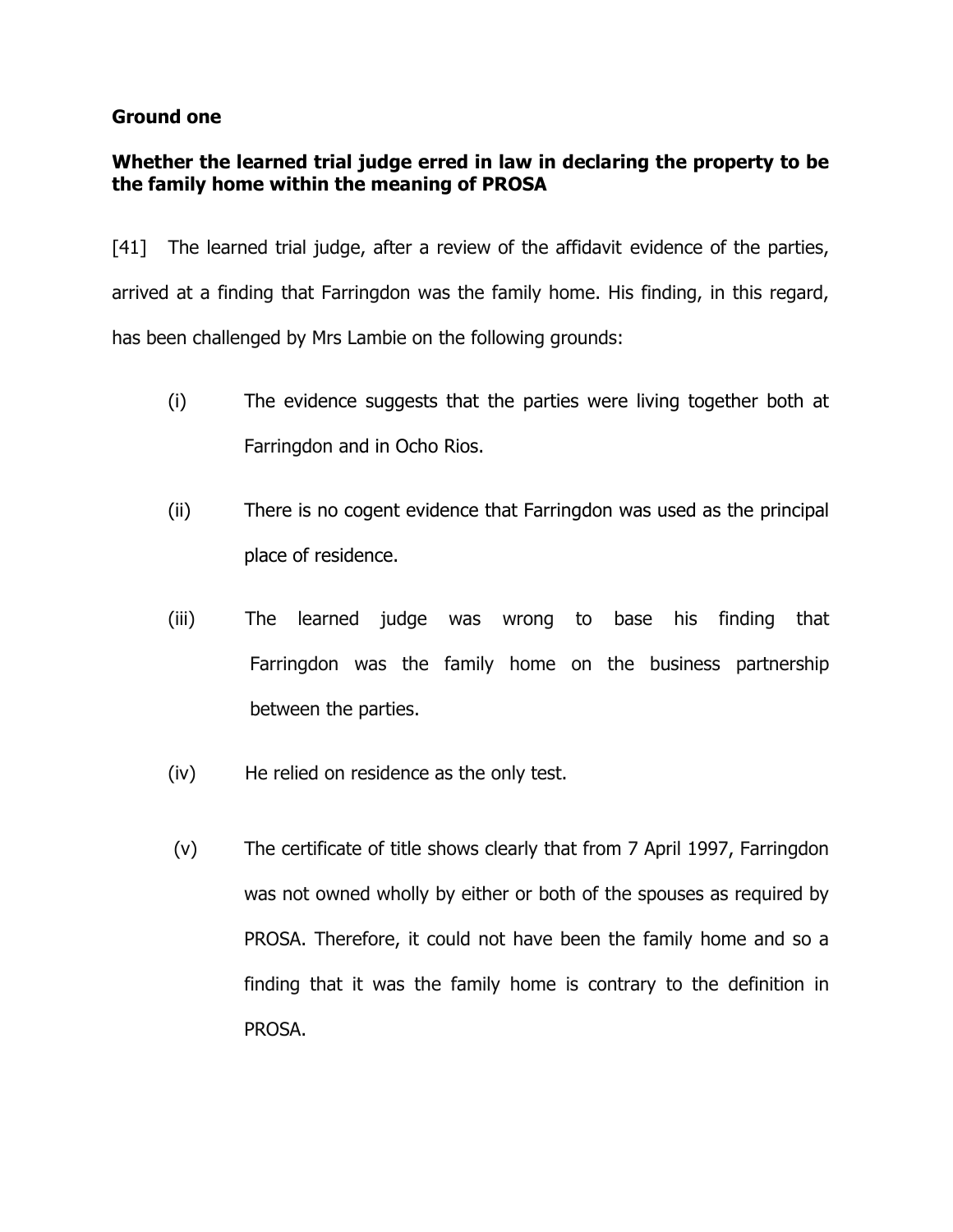**Ground one**

**Whether the learned trial judge erred in law in declaring the property to be the family home within the meaning of PROSA**

[41] The learned trial judge, after a review of the affidavit evidence of the parties, arrived at a finding that Farringdon was the family home. His finding, in this regard, has been challenged by Mrs Lambie on the following grounds:

(i) The evidence suggests that the parties were living together both at Farringdon and in Ocho Rios.

(ii) There is no cogent evidence that Farringdon was used as the principal place of residence.

(iii) The learned judge was wrong to base his finding that Farringdon was the family home on the business partnership between the parties.

(iv) He relied on residence as the only test.

(v) The certificate of title shows clearly that from 7 April 1997, Farringdon was not owned wholly by either or both of the spouses as required by PROSA. Therefore, it could not have been the family home and so a finding that it was the family home is contrary to the definition in PROSA.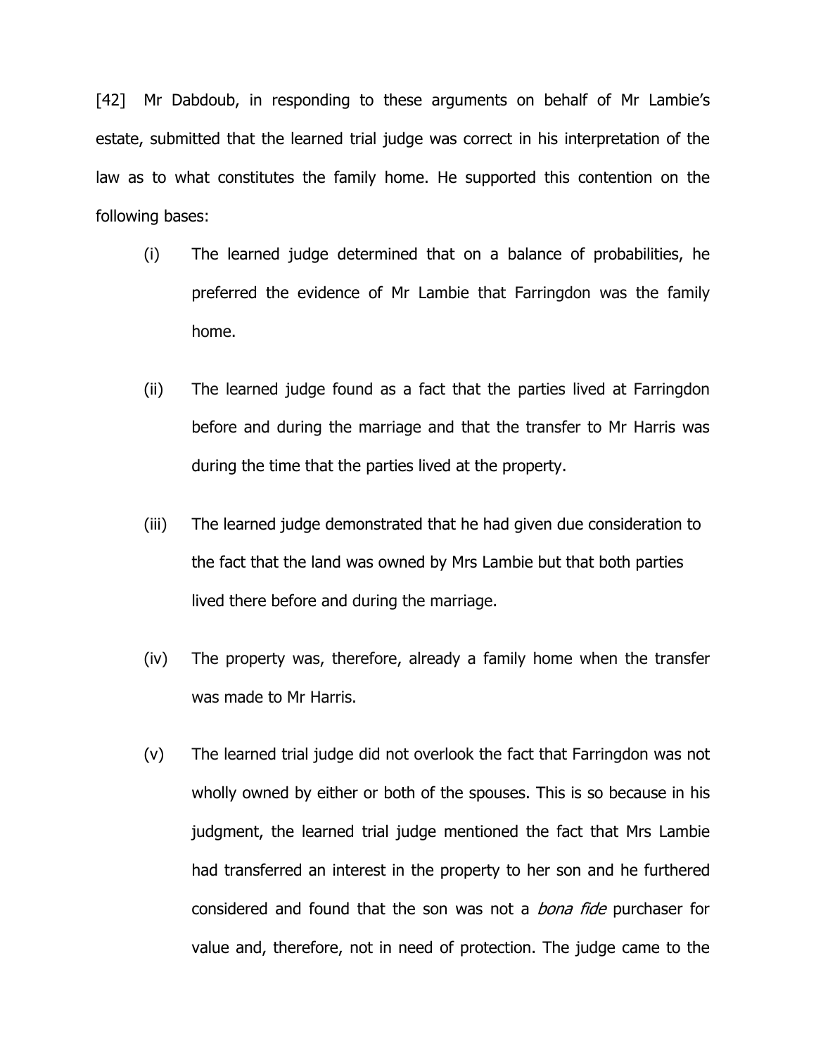[42] Mr Dabdoub, in responding to these arguments on behalf of Mr Lambie's estate, submitted that the learned trial judge was correct in his interpretation of the law as to what constitutes the family home. He supported this contention on the following bases:

(i) The learned judge determined that on a balance of probabilities, he preferred the evidence of Mr Lambie that Farringdon was the family home.

(ii) The learned judge found as a fact that the parties lived at Farringdon before and during the marriage and that the transfer to Mr Harris was during the time that the parties lived at the property.

(iii) The learned judge demonstrated that he had given due consideration to the fact that the land was owned by Mrs Lambie but that both parties lived there before and during the marriage.

(iv) The property was, therefore, already a family home when the transfer was made to Mr Harris.

(v) The learned trial judge did not overlook the fact that Farringdon was not wholly owned by either or both of the spouses. This is so because in his judgment, the learned trial judge mentioned the fact that Mrs Lambie had transferred an interest in the property to her son and he furthered considered and found that the son was not a *bona fide* purchaser for value and, therefore, not in need of protection. The judge came to the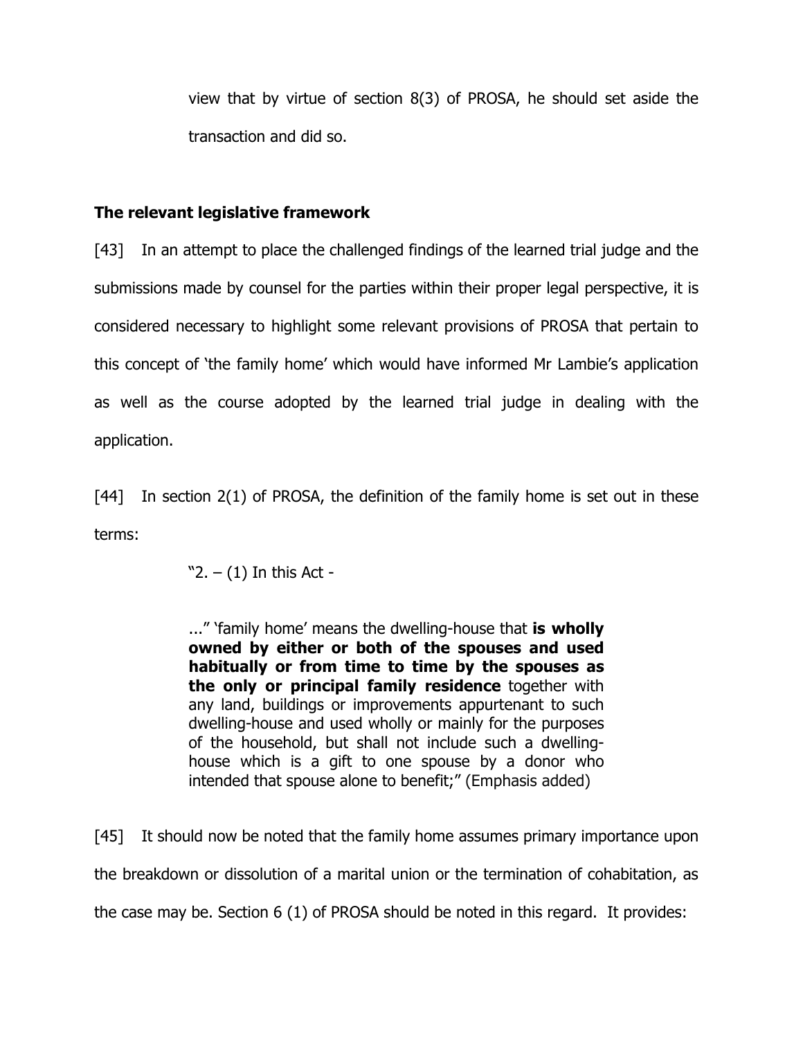view that by virtue of section 8(3) of PROSA, he should set aside the transaction and did so.

### The relevant legislative framework

[43] In an attempt to place the challenged findings of the learned trial judge and the submissions made by counsel for the parties within their proper legal perspective, it is considered necessary to highlight some relevant provisions of PROSA that pertain to this concept of 'the family home' which would have informed Mr Lambie's application as well as the course adopted by the learned trial judge in dealing with the application.

[44] In section 2(1) of PROSA, the definition of the family home is set out in these terms:

> "2. – (1) In this Act -
>
> ..." 'family home' means the dwelling-house that **is wholly owned by either or both of the spouses and used habitually or from time to time by the spouses as the only or principal family residence** together with any land, buildings or improvements appurtenant to such dwelling-house and used wholly or mainly for the purposes of the household, but shall not include such a dwelling-house which is a gift to one spouse by a donor who intended that spouse alone to benefit;" (Emphasis added)

[45] It should now be noted that the family home assumes primary importance upon the breakdown or dissolution of a marital union or the termination of cohabitation, as the case may be. Section 6 (1) of PROSA should be noted in this regard. It provides: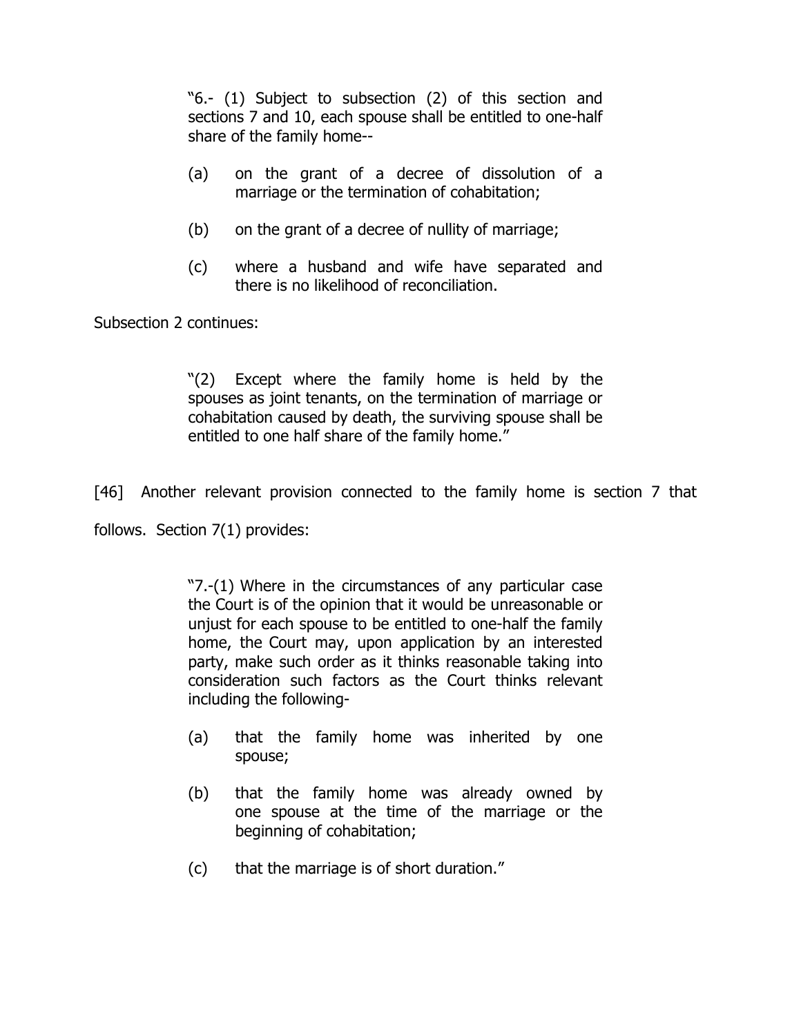> "6.- (1) Subject to subsection (2) of this section and sections 7 and 10, each spouse shall be entitled to one-half share of the family home--
>
> (a) on the grant of a decree of dissolution of a marriage or the termination of cohabitation;
>
> (b) on the grant of a decree of nullity of marriage;
>
> (c) where a husband and wife have separated and there is no likelihood of reconciliation.

Subsection 2 continues:

> "(2) Except where the family home is held by the spouses as joint tenants, on the termination of marriage or cohabitation caused by death, the surviving spouse shall be entitled to one half share of the family home."

[46] Another relevant provision connected to the family home is section 7 that follows. Section 7(1) provides:

> "7.-(1) Where in the circumstances of any particular case the Court is of the opinion that it would be unreasonable or unjust for each spouse to be entitled to one-half the family home, the Court may, upon application by an interested party, make such order as it thinks reasonable taking into consideration such factors as the Court thinks relevant including the following-
>
> (a) that the family home was inherited by one spouse;
>
> (b) that the family home was already owned by one spouse at the time of the marriage or the beginning of cohabitation;
>
> (c) that the marriage is of short duration."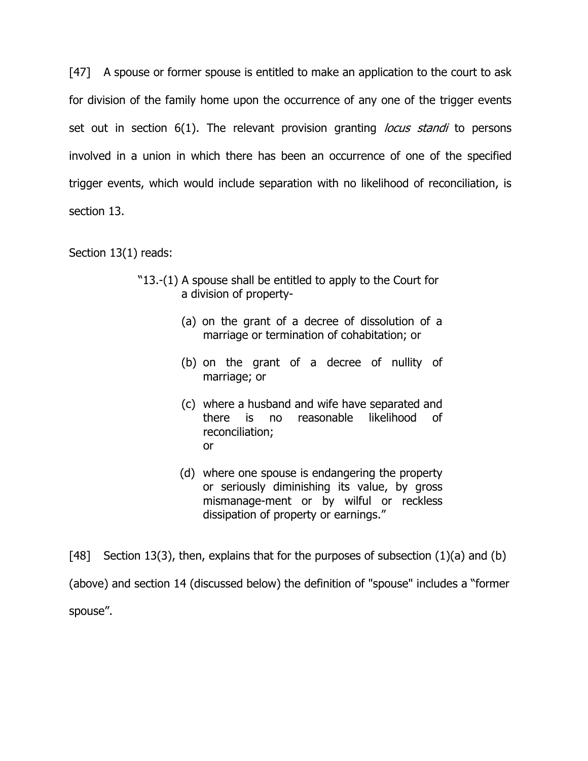[47] A spouse or former spouse is entitled to make an application to the court to ask for division of the family home upon the occurrence of any one of the trigger events set out in section 6(1). The relevant provision granting *locus standi* to persons involved in a union in which there has been an occurrence of one of the specified trigger events, which would include separation with no likelihood of reconciliation, is section 13.

Section 13(1) reads:

> "13.-(1) A spouse shall be entitled to apply to the Court for a division of property-
>
> (a) on the grant of a decree of dissolution of a marriage or termination of cohabitation; or
>
> (b) on the grant of a decree of nullity of marriage; or
>
> (c) where a husband and wife have separated and there is no reasonable likelihood of reconciliation; or
>
> (d) where one spouse is endangering the property or seriously diminishing its value, by gross mismanage-ment or by wilful or reckless dissipation of property or earnings."

[48] Section 13(3), then, explains that for the purposes of subsection (1)(a) and (b) (above) and section 14 (discussed below) the definition of "spouse" includes a "former spouse".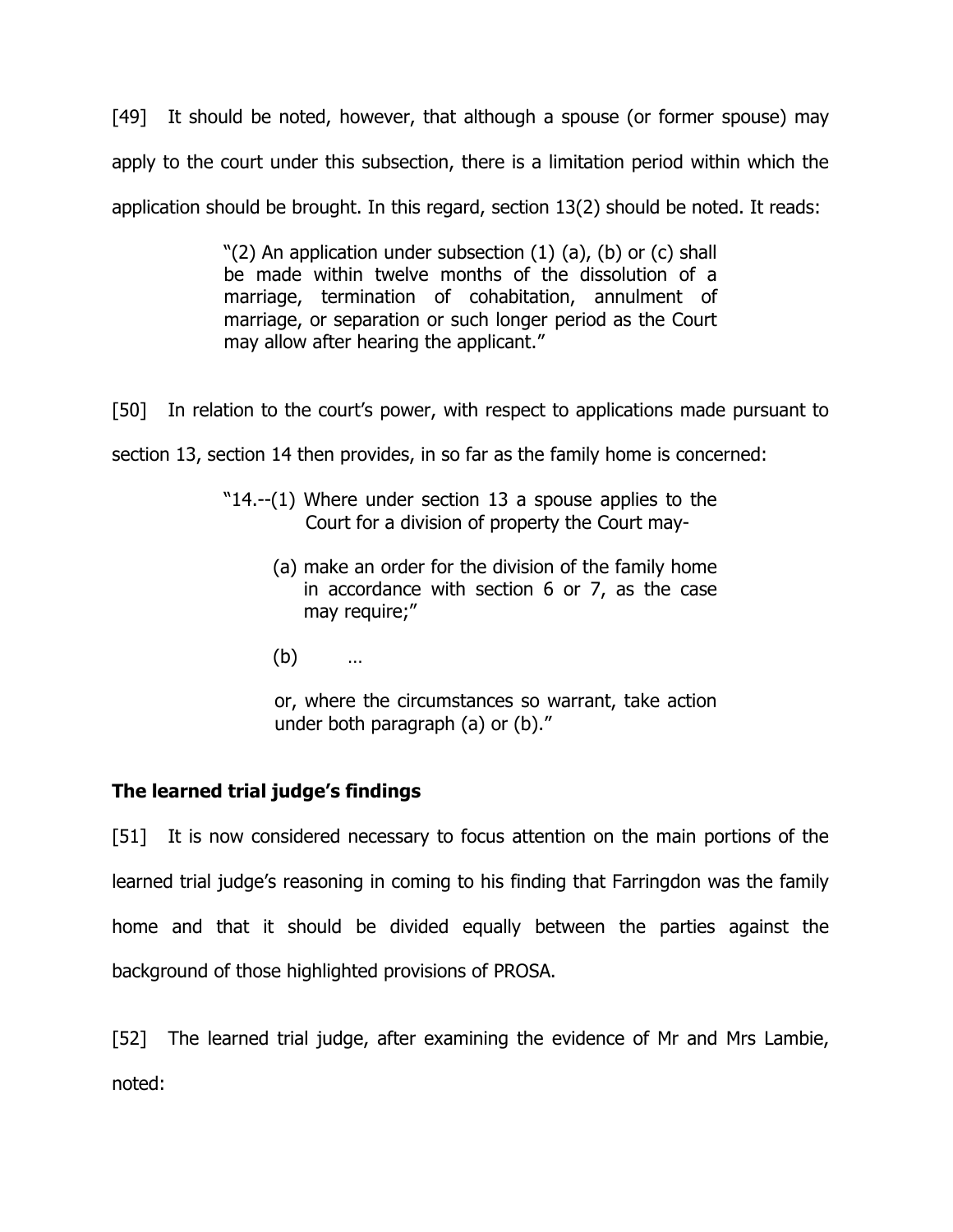[49] It should be noted, however, that although a spouse (or former spouse) may apply to the court under this subsection, there is a limitation period within which the application should be brought. In this regard, section 13(2) should be noted. It reads:

> "(2) An application under subsection (1) (a), (b) or (c) shall be made within twelve months of the dissolution of a marriage, termination of cohabitation, annulment of marriage, or separation or such longer period as the Court may allow after hearing the applicant."

[50] In relation to the court's power, with respect to applications made pursuant to section 13, section 14 then provides, in so far as the family home is concerned:

> "14.--(1) Where under section 13 a spouse applies to the Court for a division of property the Court may-
>
> (a) make an order for the division of the family home in accordance with section 6 or 7, as the case may require;"
>
> (b) …
>
> or, where the circumstances so warrant, take action under both paragraph (a) or (b)."

## The learned trial judge's findings

[51] It is now considered necessary to focus attention on the main portions of the learned trial judge's reasoning in coming to his finding that Farringdon was the family home and that it should be divided equally between the parties against the background of those highlighted provisions of PROSA.

[52] The learned trial judge, after examining the evidence of Mr and Mrs Lambie, noted: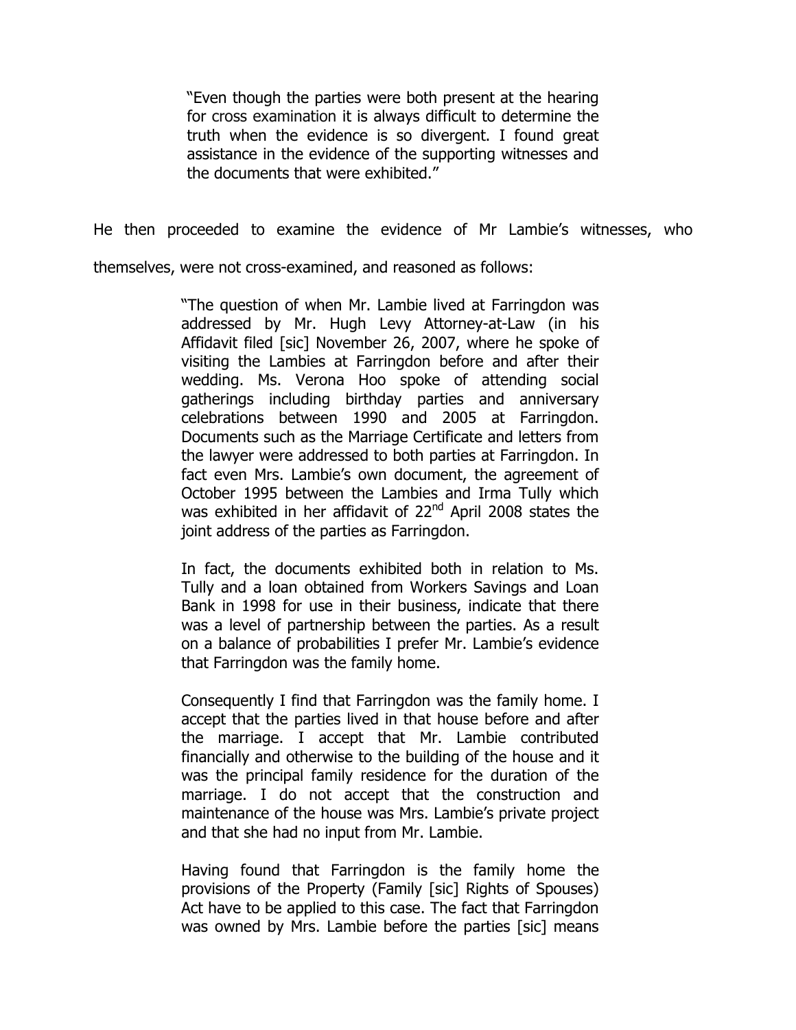> "Even though the parties were both present at the hearing for cross examination it is always difficult to determine the truth when the evidence is so divergent. I found great assistance in the evidence of the supporting witnesses and the documents that were exhibited."

He then proceeded to examine the evidence of Mr Lambie's witnesses, who themselves, were not cross-examined, and reasoned as follows:

> "The question of when Mr. Lambie lived at Farringdon was addressed by Mr. Hugh Levy Attorney-at-Law (in his Affidavit filed [sic] November 26, 2007, where he spoke of visiting the Lambies at Farringdon before and after their wedding. Ms. Verona Hoo spoke of attending social gatherings including birthday parties and anniversary celebrations between 1990 and 2005 at Farringdon. Documents such as the Marriage Certificate and letters from the lawyer were addressed to both parties at Farringdon. In fact even Mrs. Lambie's own document, the agreement of October 1995 between the Lambies and Irma Tully which was exhibited in her affidavit of 22nd April 2008 states the joint address of the parties as Farringdon.
>
> In fact, the documents exhibited both in relation to Ms. Tully and a loan obtained from Workers Savings and Loan Bank in 1998 for use in their business, indicate that there was a level of partnership between the parties. As a result on a balance of probabilities I prefer Mr. Lambie's evidence that Farringdon was the family home.
>
> Consequently I find that Farringdon was the family home. I accept that the parties lived in that house before and after the marriage. I accept that Mr. Lambie contributed financially and otherwise to the building of the house and it was the principal family residence for the duration of the marriage. I do not accept that the construction and maintenance of the house was Mrs. Lambie's private project and that she had no input from Mr. Lambie.
>
> Having found that Farringdon is the family home the provisions of the Property (Family [sic] Rights of Spouses) Act have to be applied to this case. The fact that Farringdon was owned by Mrs. Lambie before the parties [sic] means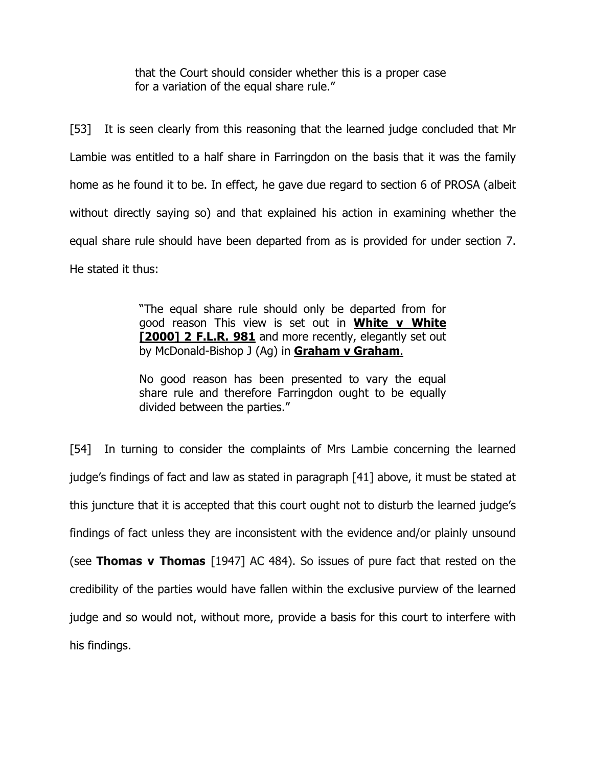> that the Court should consider whether this is a proper case for a variation of the equal share rule."

[53] It is seen clearly from this reasoning that the learned judge concluded that Mr Lambie was entitled to a half share in Farringdon on the basis that it was the family home as he found it to be. In effect, he gave due regard to section 6 of PROSA (albeit without directly saying so) and that explained his action in examining whether the equal share rule should have been departed from as is provided for under section 7. He stated it thus:

> "The equal share rule should only be departed from for good reason This view is set out in **White v White [2000] 2 F.L.R. 981** and more recently, elegantly set out by McDonald-Bishop J (Ag) in **Graham v Graham**.
>
> No good reason has been presented to vary the equal share rule and therefore Farringdon ought to be equally divided between the parties."

[54] In turning to consider the complaints of Mrs Lambie concerning the learned judge's findings of fact and law as stated in paragraph [41] above, it must be stated at this juncture that it is accepted that this court ought not to disturb the learned judge's findings of fact unless they are inconsistent with the evidence and/or plainly unsound (see **Thomas v Thomas** [1947] AC 484). So issues of pure fact that rested on the credibility of the parties would have fallen within the exclusive purview of the learned judge and so would not, without more, provide a basis for this court to interfere with his findings.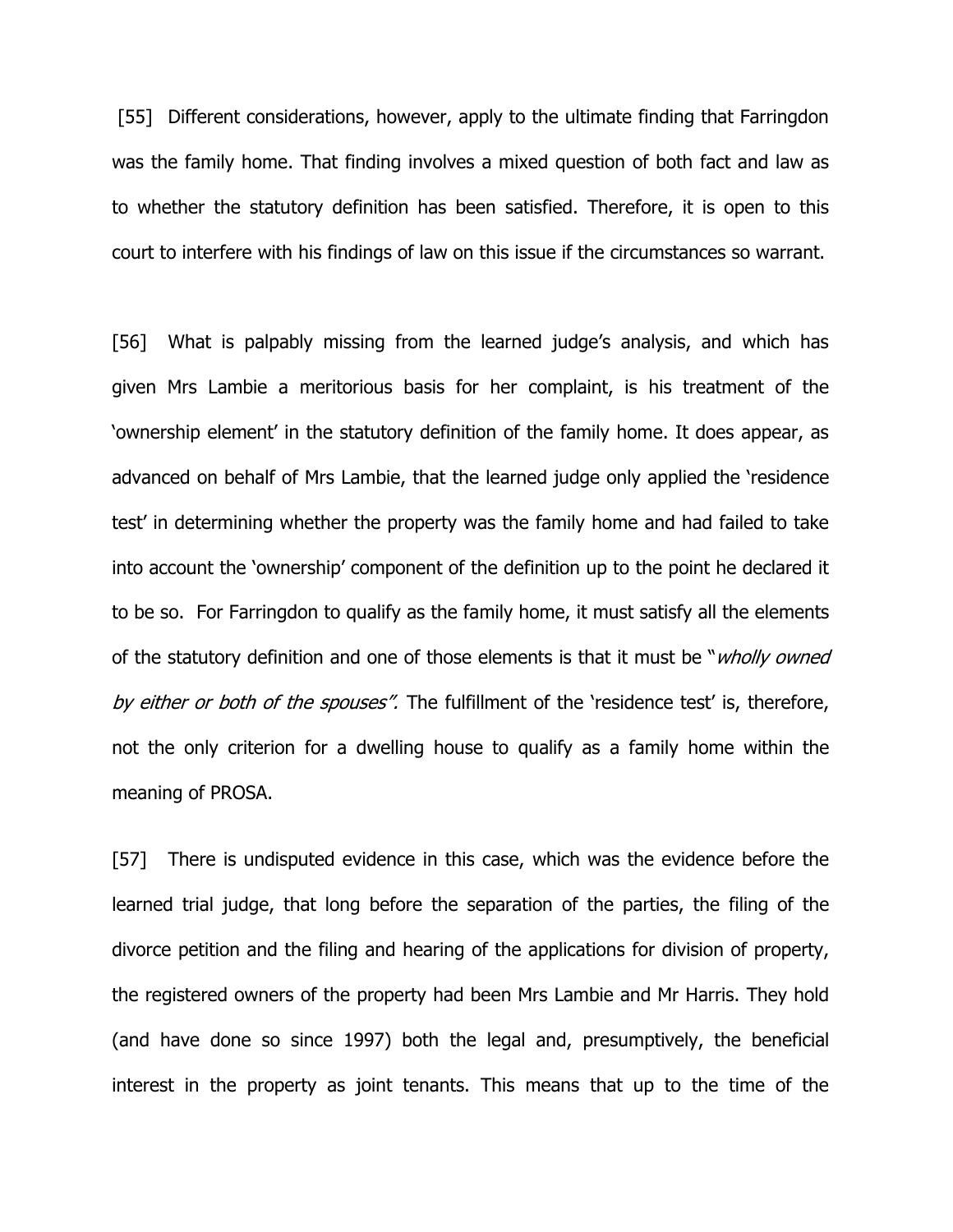[55] Different considerations, however, apply to the ultimate finding that Farringdon was the family home. That finding involves a mixed question of both fact and law as to whether the statutory definition has been satisfied. Therefore, it is open to this court to interfere with his findings of law on this issue if the circumstances so warrant.

[56] What is palpably missing from the learned judge's analysis, and which has given Mrs Lambie a meritorious basis for her complaint, is his treatment of the 'ownership element' in the statutory definition of the family home. It does appear, as advanced on behalf of Mrs Lambie, that the learned judge only applied the 'residence test' in determining whether the property was the family home and had failed to take into account the 'ownership' component of the definition up to the point he declared it to be so. For Farringdon to qualify as the family home, it must satisfy all the elements of the statutory definition and one of those elements is that it must be "*wholly owned by either or both of the spouses".* The fulfillment of the 'residence test' is, therefore, not the only criterion for a dwelling house to qualify as a family home within the meaning of PROSA.

[57] There is undisputed evidence in this case, which was the evidence before the learned trial judge, that long before the separation of the parties, the filing of the divorce petition and the filing and hearing of the applications for division of property, the registered owners of the property had been Mrs Lambie and Mr Harris. They hold (and have done so since 1997) both the legal and, presumptively, the beneficial interest in the property as joint tenants. This means that up to the time of the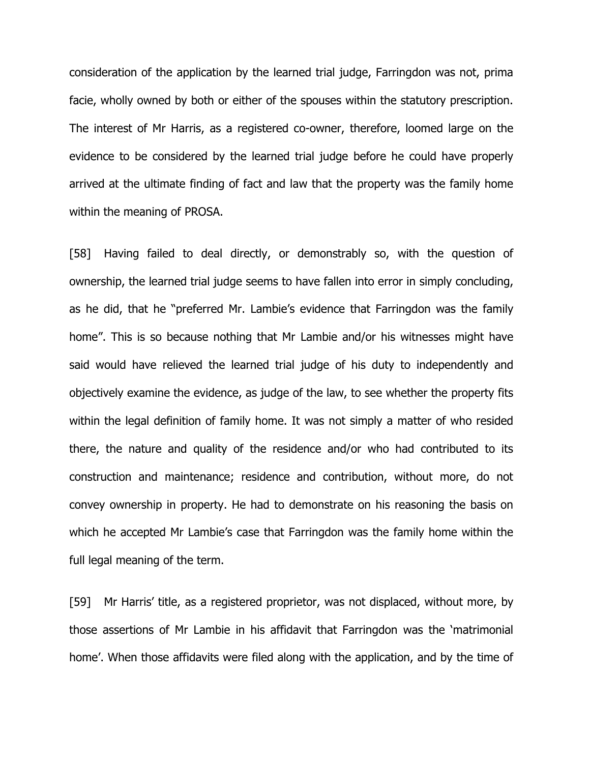consideration of the application by the learned trial judge, Farringdon was not, prima facie, wholly owned by both or either of the spouses within the statutory prescription. The interest of Mr Harris, as a registered co-owner, therefore, loomed large on the evidence to be considered by the learned trial judge before he could have properly arrived at the ultimate finding of fact and law that the property was the family home within the meaning of PROSA.

[58] Having failed to deal directly, or demonstrably so, with the question of ownership, the learned trial judge seems to have fallen into error in simply concluding, as he did, that he "preferred Mr. Lambie's evidence that Farringdon was the family home". This is so because nothing that Mr Lambie and/or his witnesses might have said would have relieved the learned trial judge of his duty to independently and objectively examine the evidence, as judge of the law, to see whether the property fits within the legal definition of family home. It was not simply a matter of who resided there, the nature and quality of the residence and/or who had contributed to its construction and maintenance; residence and contribution, without more, do not convey ownership in property. He had to demonstrate on his reasoning the basis on which he accepted Mr Lambie's case that Farringdon was the family home within the full legal meaning of the term.

[59] Mr Harris' title, as a registered proprietor, was not displaced, without more, by those assertions of Mr Lambie in his affidavit that Farringdon was the 'matrimonial home'. When those affidavits were filed along with the application, and by the time of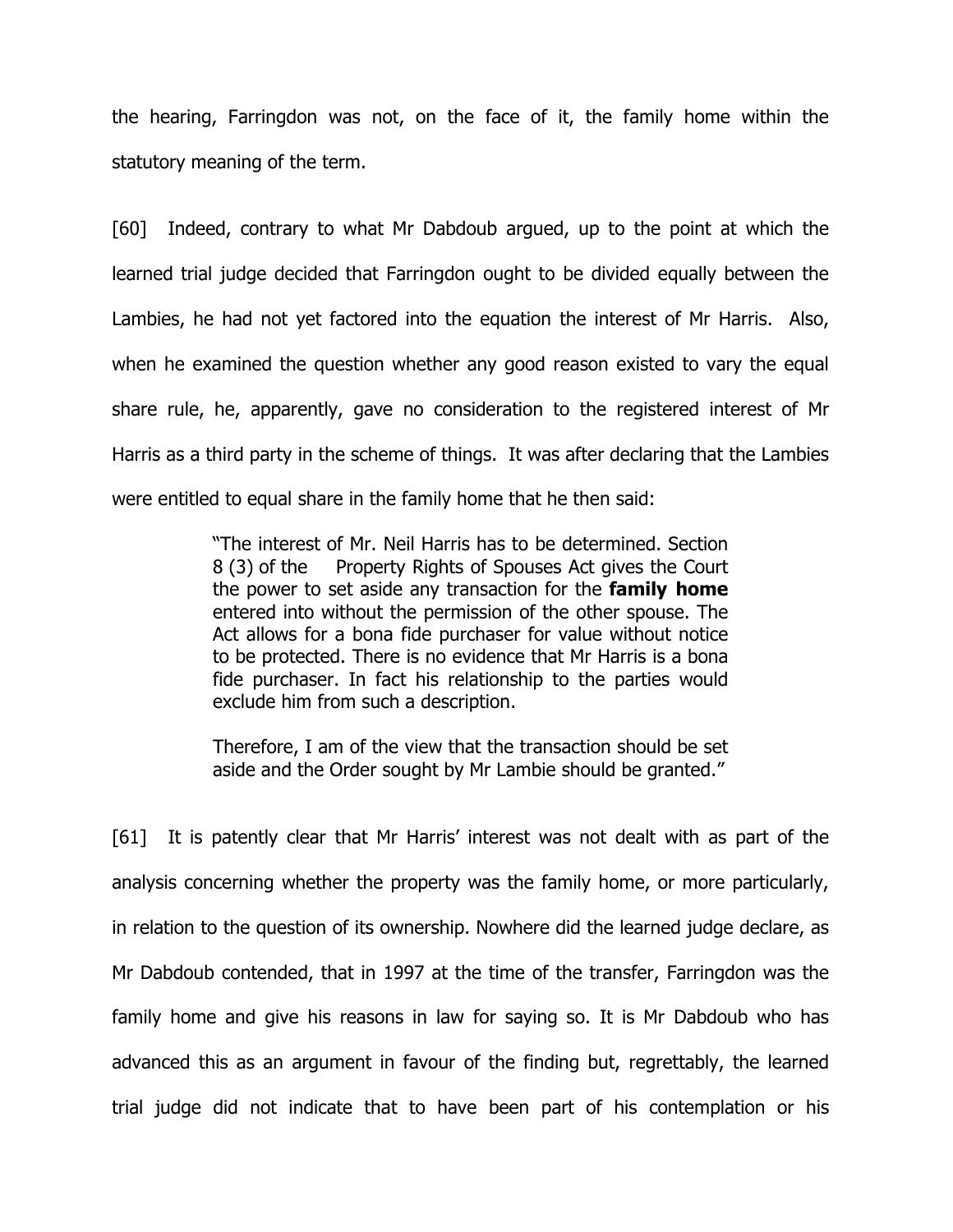the hearing, Farringdon was not, on the face of it, the family home within the statutory meaning of the term.

[60] Indeed, contrary to what Mr Dabdoub argued, up to the point at which the learned trial judge decided that Farringdon ought to be divided equally between the Lambies, he had not yet factored into the equation the interest of Mr Harris. Also, when he examined the question whether any good reason existed to vary the equal share rule, he, apparently, gave no consideration to the registered interest of Mr Harris as a third party in the scheme of things. It was after declaring that the Lambies were entitled to equal share in the family home that he then said:

> "The interest of Mr. Neil Harris has to be determined. Section 8 (3) of the Property Rights of Spouses Act gives the Court the power to set aside any transaction for the **family home** entered into without the permission of the other spouse. The Act allows for a bona fide purchaser for value without notice to be protected. There is no evidence that Mr Harris is a bona fide purchaser. In fact his relationship to the parties would exclude him from such a description.
>
> Therefore, I am of the view that the transaction should be set aside and the Order sought by Mr Lambie should be granted."

[61] It is patently clear that Mr Harris' interest was not dealt with as part of the analysis concerning whether the property was the family home, or more particularly, in relation to the question of its ownership. Nowhere did the learned judge declare, as Mr Dabdoub contended, that in 1997 at the time of the transfer, Farringdon was the family home and give his reasons in law for saying so. It is Mr Dabdoub who has advanced this as an argument in favour of the finding but, regrettably, the learned trial judge did not indicate that to have been part of his contemplation or his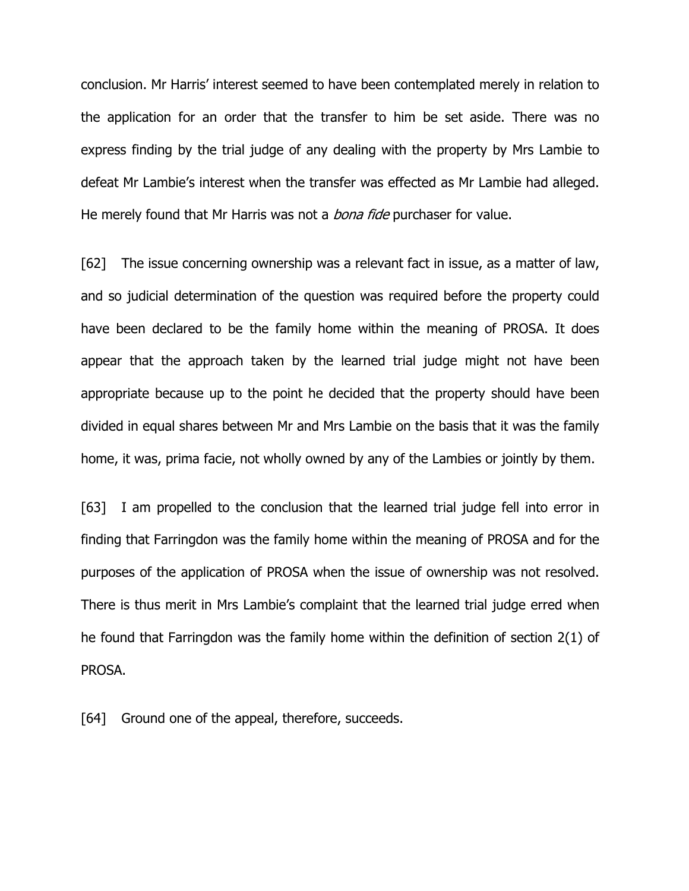conclusion. Mr Harris' interest seemed to have been contemplated merely in relation to the application for an order that the transfer to him be set aside. There was no express finding by the trial judge of any dealing with the property by Mrs Lambie to defeat Mr Lambie's interest when the transfer was effected as Mr Lambie had alleged. He merely found that Mr Harris was not a *bona fide* purchaser for value.

[62] The issue concerning ownership was a relevant fact in issue, as a matter of law, and so judicial determination of the question was required before the property could have been declared to be the family home within the meaning of PROSA. It does appear that the approach taken by the learned trial judge might not have been appropriate because up to the point he decided that the property should have been divided in equal shares between Mr and Mrs Lambie on the basis that it was the family home, it was, prima facie, not wholly owned by any of the Lambies or jointly by them.

[63] I am propelled to the conclusion that the learned trial judge fell into error in finding that Farringdon was the family home within the meaning of PROSA and for the purposes of the application of PROSA when the issue of ownership was not resolved. There is thus merit in Mrs Lambie's complaint that the learned trial judge erred when he found that Farringdon was the family home within the definition of section 2(1) of PROSA.

[64] Ground one of the appeal, therefore, succeeds.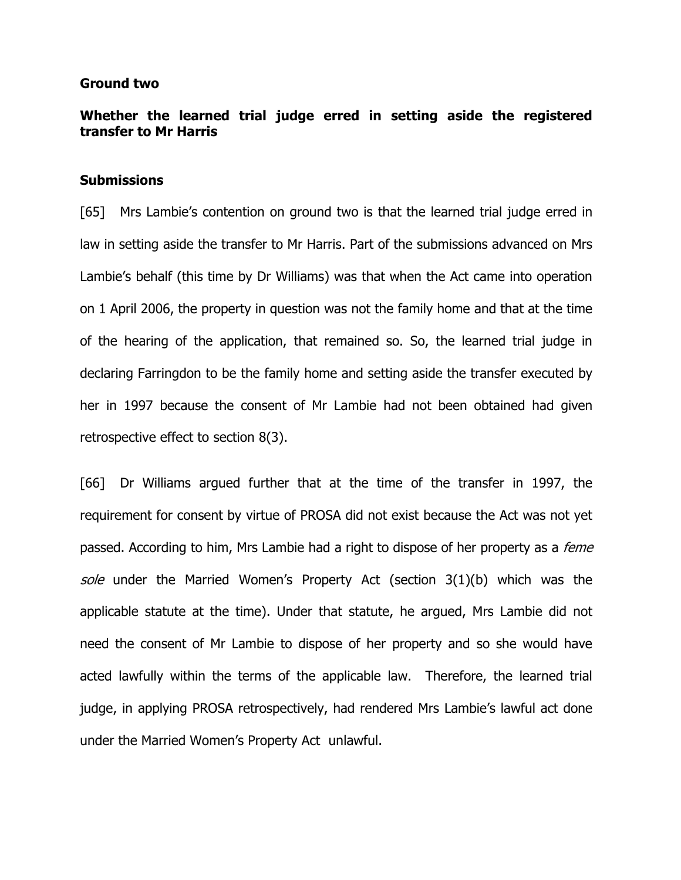**Ground two**

**Whether the learned trial judge erred in setting aside the registered transfer to Mr Harris**

**Submissions**

[65] Mrs Lambie's contention on ground two is that the learned trial judge erred in law in setting aside the transfer to Mr Harris. Part of the submissions advanced on Mrs Lambie's behalf (this time by Dr Williams) was that when the Act came into operation on 1 April 2006, the property in question was not the family home and that at the time of the hearing of the application, that remained so. So, the learned trial judge in declaring Farringdon to be the family home and setting aside the transfer executed by her in 1997 because the consent of Mr Lambie had not been obtained had given retrospective effect to section 8(3).

[66] Dr Williams argued further that at the time of the transfer in 1997, the requirement for consent by virtue of PROSA did not exist because the Act was not yet passed. According to him, Mrs Lambie had a right to dispose of her property as a *feme sole* under the Married Women's Property Act (section 3(1)(b) which was the applicable statute at the time). Under that statute, he argued, Mrs Lambie did not need the consent of Mr Lambie to dispose of her property and so she would have acted lawfully within the terms of the applicable law. Therefore, the learned trial judge, in applying PROSA retrospectively, had rendered Mrs Lambie's lawful act done under the Married Women's Property Act unlawful.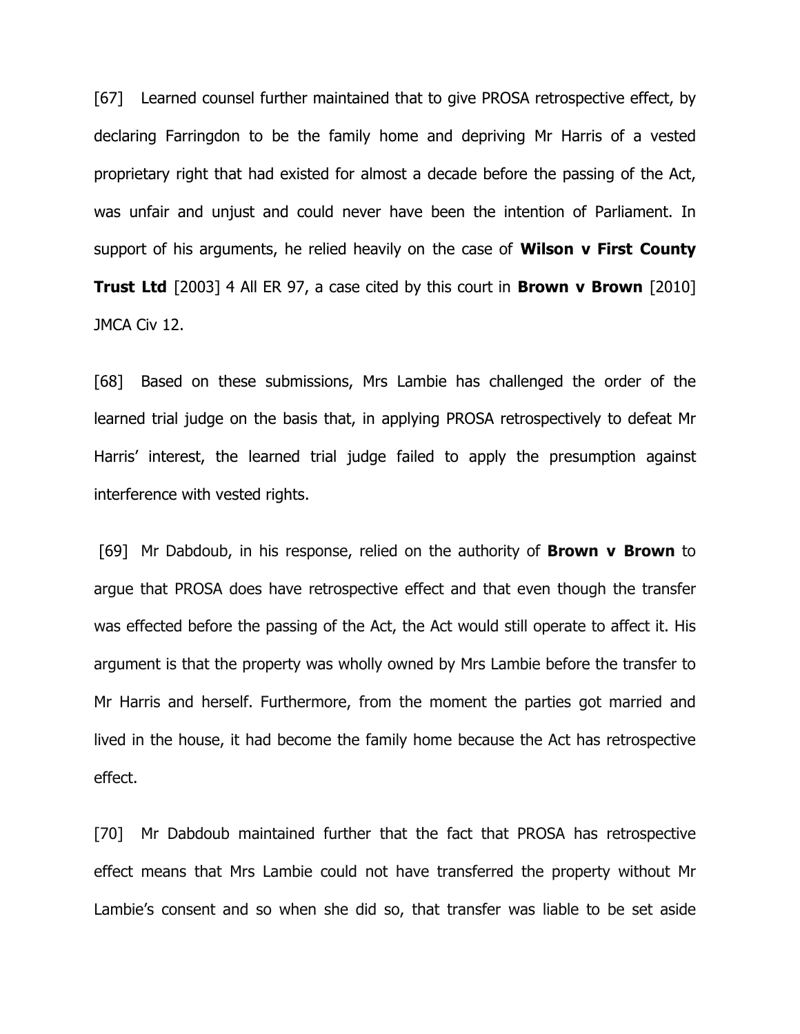[67] Learned counsel further maintained that to give PROSA retrospective effect, by declaring Farringdon to be the family home and depriving Mr Harris of a vested proprietary right that had existed for almost a decade before the passing of the Act, was unfair and unjust and could never have been the intention of Parliament. In support of his arguments, he relied heavily on the case of **Wilson v First County Trust Ltd** [2003] 4 All ER 97, a case cited by this court in **Brown v Brown** [2010] JMCA Civ 12.

[68] Based on these submissions, Mrs Lambie has challenged the order of the learned trial judge on the basis that, in applying PROSA retrospectively to defeat Mr Harris' interest, the learned trial judge failed to apply the presumption against interference with vested rights.

[69] Mr Dabdoub, in his response, relied on the authority of **Brown v Brown** to argue that PROSA does have retrospective effect and that even though the transfer was effected before the passing of the Act, the Act would still operate to affect it. His argument is that the property was wholly owned by Mrs Lambie before the transfer to Mr Harris and herself. Furthermore, from the moment the parties got married and lived in the house, it had become the family home because the Act has retrospective effect.

[70] Mr Dabdoub maintained further that the fact that PROSA has retrospective effect means that Mrs Lambie could not have transferred the property without Mr Lambie's consent and so when she did so, that transfer was liable to be set aside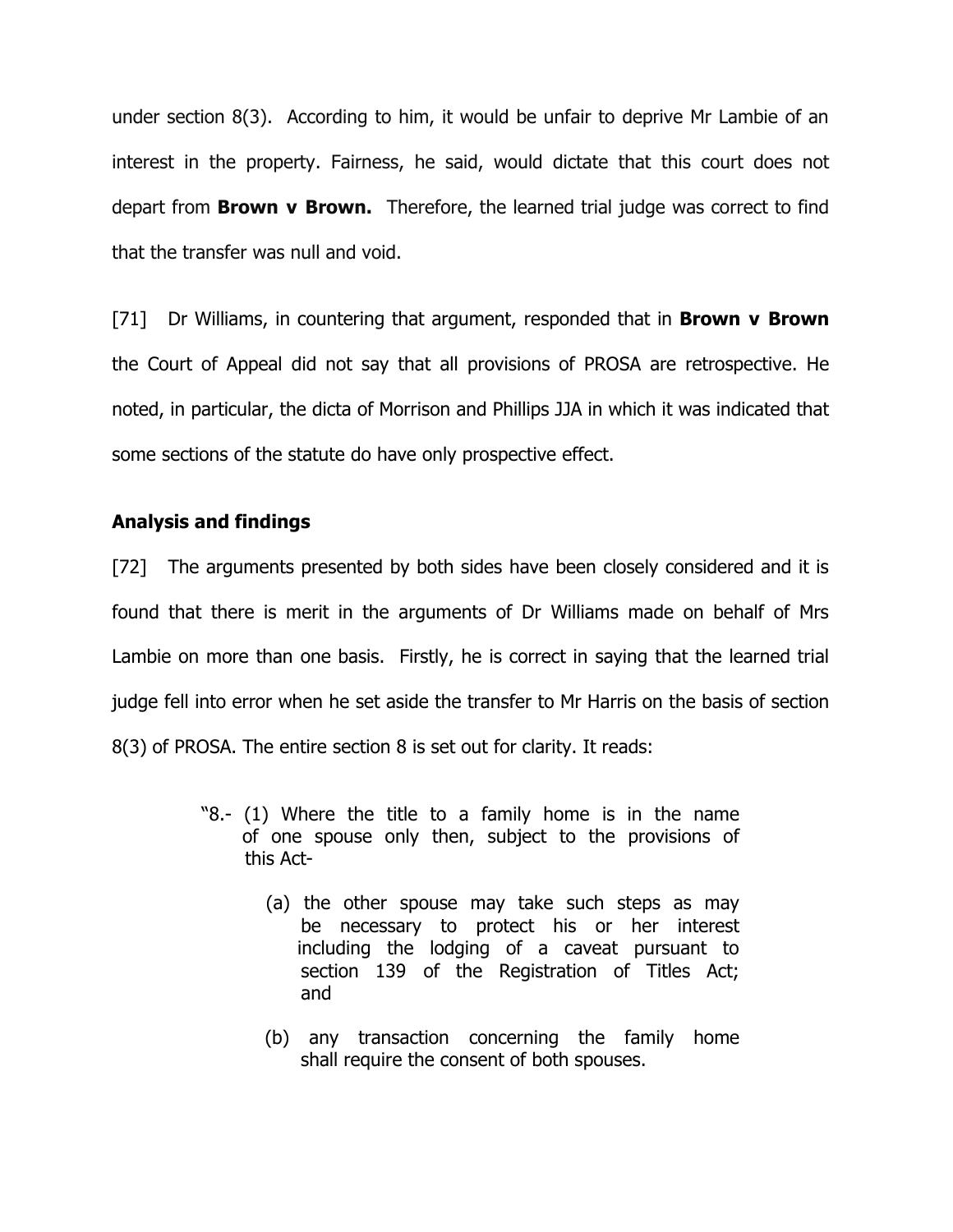under section 8(3). According to him, it would be unfair to deprive Mr Lambie of an interest in the property. Fairness, he said, would dictate that this court does not depart from **Brown v Brown.** Therefore, the learned trial judge was correct to find that the transfer was null and void.

[71] Dr Williams, in countering that argument, responded that in **Brown v Brown** the Court of Appeal did not say that all provisions of PROSA are retrospective. He noted, in particular, the dicta of Morrison and Phillips JJA in which it was indicated that some sections of the statute do have only prospective effect.

**Analysis and findings**

[72] The arguments presented by both sides have been closely considered and it is found that there is merit in the arguments of Dr Williams made on behalf of Mrs Lambie on more than one basis. Firstly, he is correct in saying that the learned trial judge fell into error when he set aside the transfer to Mr Harris on the basis of section 8(3) of PROSA. The entire section 8 is set out for clarity. It reads:

> "8.- (1) Where the title to a family home is in the name of one spouse only then, subject to the provisions of this Act-
>
> (a) the other spouse may take such steps as may be necessary to protect his or her interest including the lodging of a caveat pursuant to section 139 of the Registration of Titles Act; and
>
> (b) any transaction concerning the family home shall require the consent of both spouses.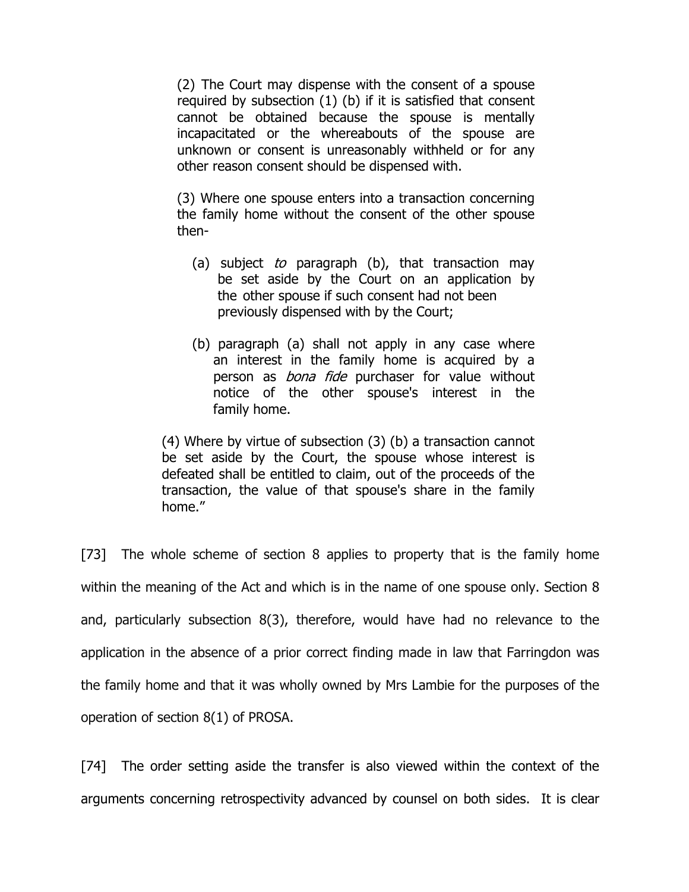> (2) The Court may dispense with the consent of a spouse required by subsection (1) (b) if it is satisfied that consent cannot be obtained because the spouse is mentally incapacitated or the whereabouts of the spouse are unknown or consent is unreasonably withheld or for any other reason consent should be dispensed with.
>
> (3) Where one spouse enters into a transaction concerning the family home without the consent of the other spouse then-
>
> (a) subject *to* paragraph (b), that transaction may be set aside by the Court on an application by the other spouse if such consent had not been previously dispensed with by the Court;
>
> (b) paragraph (a) shall not apply in any case where an interest in the family home is acquired by a person as *bona fide* purchaser for value without notice of the other spouse's interest in the family home.
>
> (4) Where by virtue of subsection (3) (b) a transaction cannot be set aside by the Court, the spouse whose interest is defeated shall be entitled to claim, out of the proceeds of the transaction, the value of that spouse's share in the family home."

[73] The whole scheme of section 8 applies to property that is the family home within the meaning of the Act and which is in the name of one spouse only. Section 8 and, particularly subsection 8(3), therefore, would have had no relevance to the application in the absence of a prior correct finding made in law that Farringdon was the family home and that it was wholly owned by Mrs Lambie for the purposes of the operation of section 8(1) of PROSA.

[74] The order setting aside the transfer is also viewed within the context of the arguments concerning retrospectivity advanced by counsel on both sides. It is clear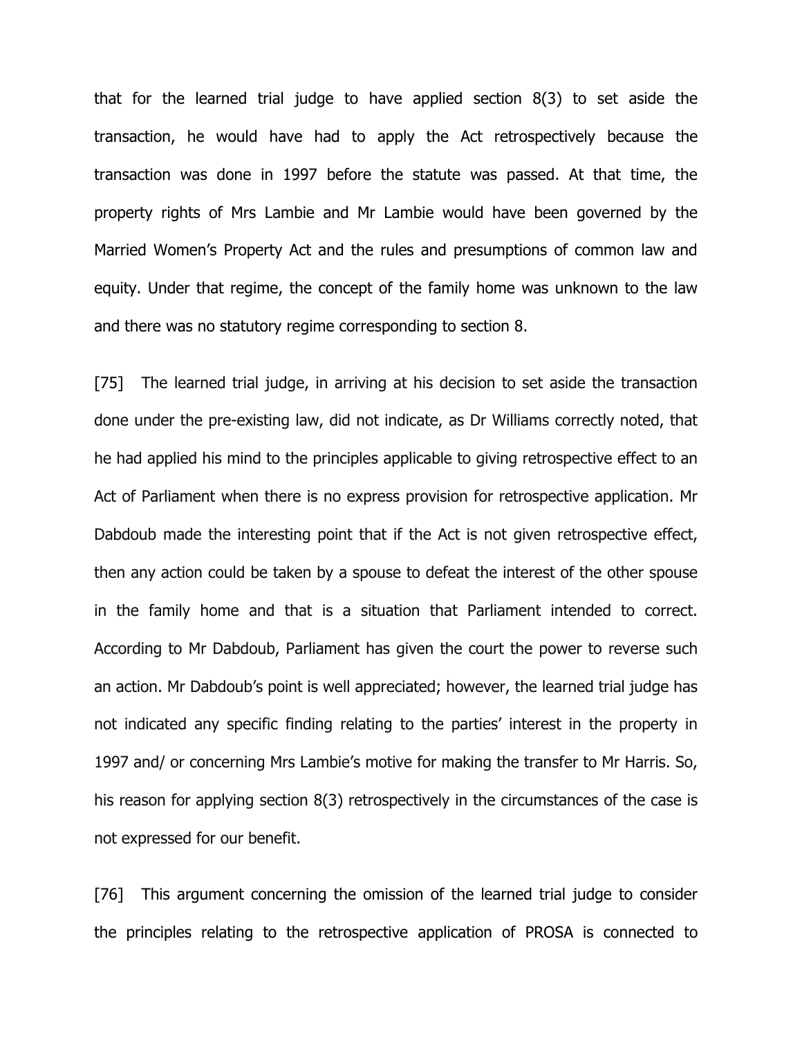that for the learned trial judge to have applied section 8(3) to set aside the transaction, he would have had to apply the Act retrospectively because the transaction was done in 1997 before the statute was passed. At that time, the property rights of Mrs Lambie and Mr Lambie would have been governed by the Married Women's Property Act and the rules and presumptions of common law and equity. Under that regime, the concept of the family home was unknown to the law and there was no statutory regime corresponding to section 8.

[75] The learned trial judge, in arriving at his decision to set aside the transaction done under the pre-existing law, did not indicate, as Dr Williams correctly noted, that he had applied his mind to the principles applicable to giving retrospective effect to an Act of Parliament when there is no express provision for retrospective application. Mr Dabdoub made the interesting point that if the Act is not given retrospective effect, then any action could be taken by a spouse to defeat the interest of the other spouse in the family home and that is a situation that Parliament intended to correct. According to Mr Dabdoub, Parliament has given the court the power to reverse such an action. Mr Dabdoub's point is well appreciated; however, the learned trial judge has not indicated any specific finding relating to the parties' interest in the property in 1997 and/ or concerning Mrs Lambie's motive for making the transfer to Mr Harris. So, his reason for applying section 8(3) retrospectively in the circumstances of the case is not expressed for our benefit.

[76] This argument concerning the omission of the learned trial judge to consider the principles relating to the retrospective application of PROSA is connected to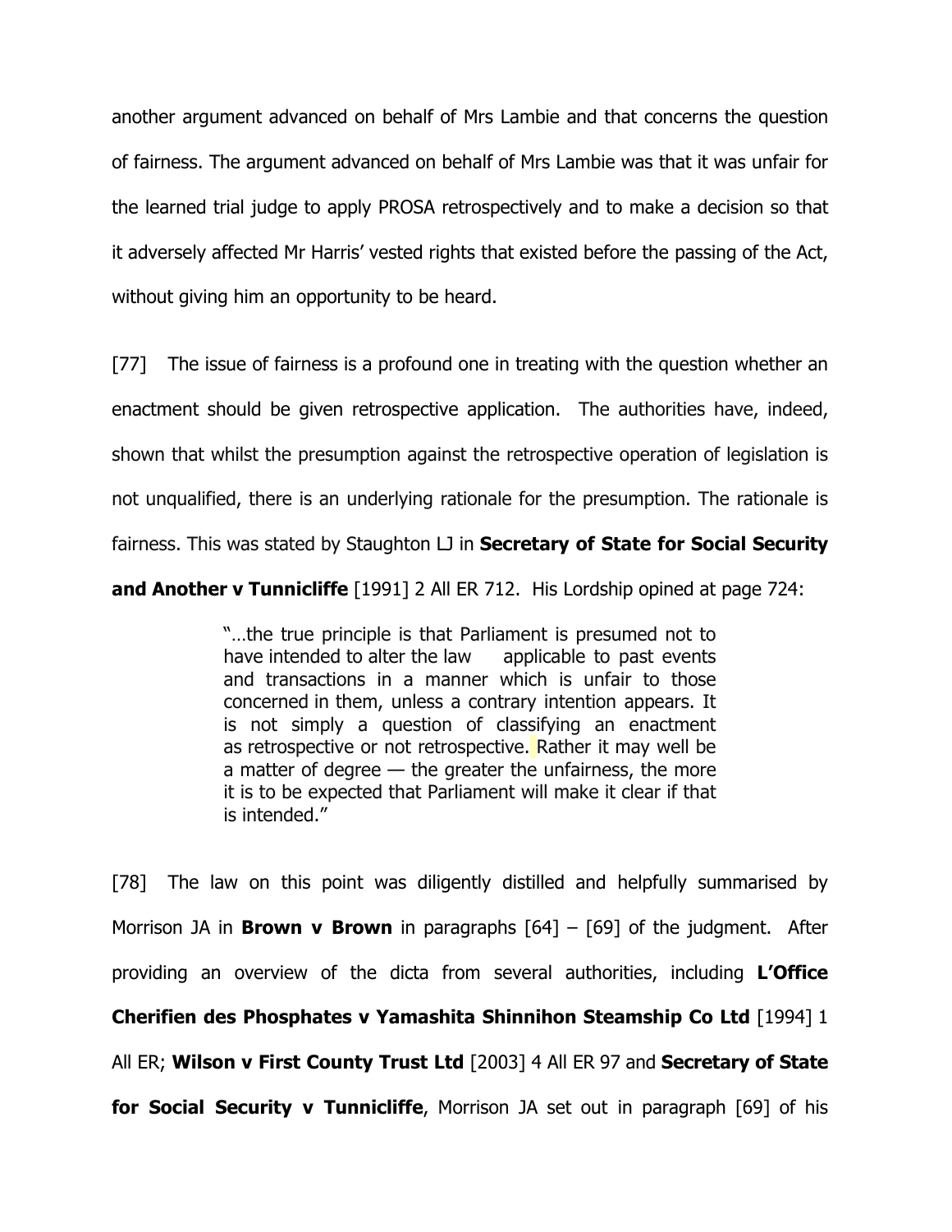another argument advanced on behalf of Mrs Lambie and that concerns the question of fairness. The argument advanced on behalf of Mrs Lambie was that it was unfair for the learned trial judge to apply PROSA retrospectively and to make a decision so that it adversely affected Mr Harris' vested rights that existed before the passing of the Act, without giving him an opportunity to be heard.

[77] The issue of fairness is a profound one in treating with the question whether an enactment should be given retrospective application. The authorities have, indeed, shown that whilst the presumption against the retrospective operation of legislation is not unqualified, there is an underlying rationale for the presumption. The rationale is fairness. This was stated by Staughton LJ in **Secretary of State for Social Security and Another v Tunnicliffe** [1991] 2 All ER 712. His Lordship opined at page 724:

> "…the true principle is that Parliament is presumed not to have intended to alter the law applicable to past events and transactions in a manner which is unfair to those concerned in them, unless a contrary intention appears. It is not simply a question of classifying an enactment as retrospective or not retrospective. Rather it may well be a matter of degree — the greater the unfairness, the more it is to be expected that Parliament will make it clear if that is intended."

[78] The law on this point was diligently distilled and helpfully summarised by Morrison JA in **Brown v Brown** in paragraphs [64] – [69] of the judgment. After providing an overview of the dicta from several authorities, including **L'Office Cherifien des Phosphates v Yamashita Shinnihon Steamship Co Ltd** [1994] 1 All ER; **Wilson v First County Trust Ltd** [2003] 4 All ER 97 and **Secretary of State for Social Security v Tunnicliffe**, Morrison JA set out in paragraph [69] of his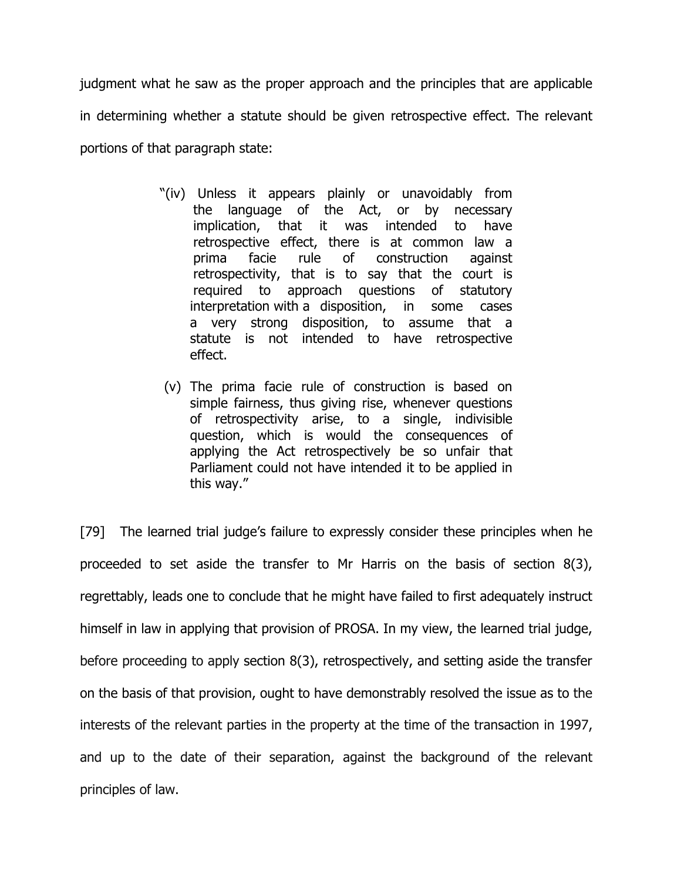judgment what he saw as the proper approach and the principles that are applicable in determining whether a statute should be given retrospective effect. The relevant portions of that paragraph state:

> "(iv) Unless it appears plainly or unavoidably from the language of the Act, or by necessary implication, that it was intended to have retrospective effect, there is at common law a prima facie rule of construction against retrospectivity, that is to say that the court is required to approach questions of statutory interpretation with a disposition, in some cases a very strong disposition, to assume that a statute is not intended to have retrospective effect.
>
> (v) The prima facie rule of construction is based on simple fairness, thus giving rise, whenever questions of retrospectivity arise, to a single, indivisible question, which is would the consequences of applying the Act retrospectively be so unfair that Parliament could not have intended it to be applied in this way."

[79] The learned trial judge's failure to expressly consider these principles when he proceeded to set aside the transfer to Mr Harris on the basis of section 8(3), regrettably, leads one to conclude that he might have failed to first adequately instruct himself in law in applying that provision of PROSA. In my view, the learned trial judge, before proceeding to apply section 8(3), retrospectively, and setting aside the transfer on the basis of that provision, ought to have demonstrably resolved the issue as to the interests of the relevant parties in the property at the time of the transaction in 1997, and up to the date of their separation, against the background of the relevant principles of law.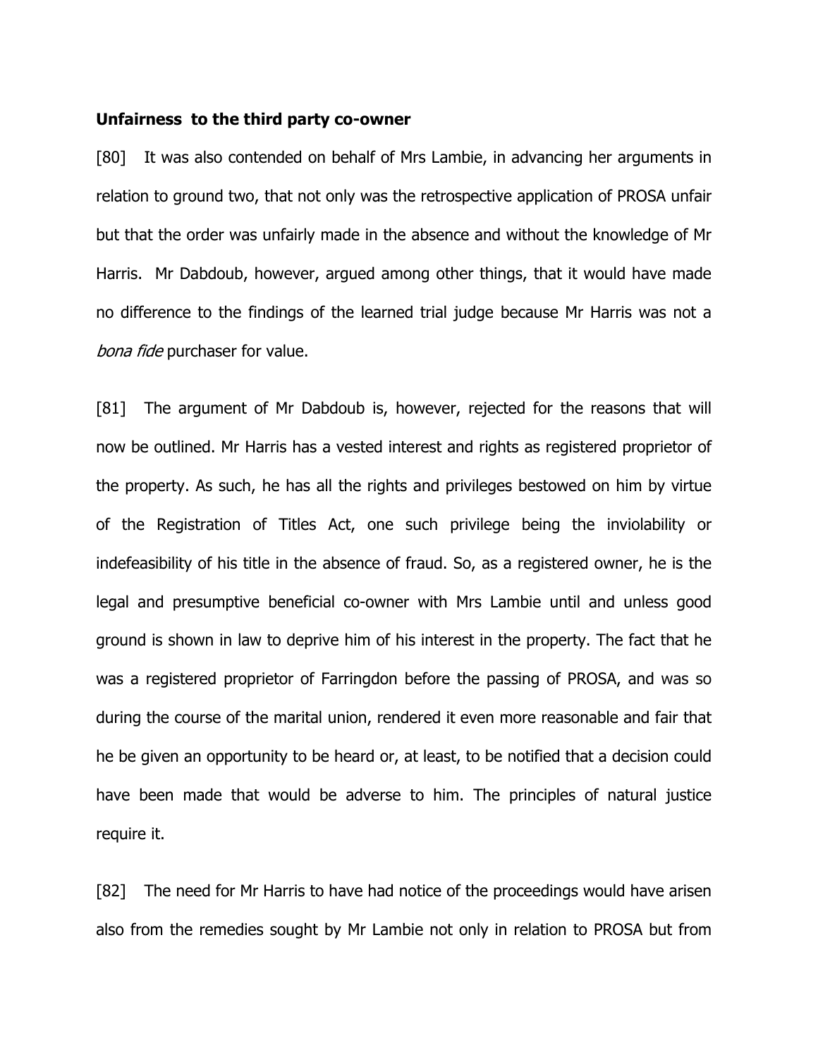**Unfairness to the third party co-owner**

[80] It was also contended on behalf of Mrs Lambie, in advancing her arguments in relation to ground two, that not only was the retrospective application of PROSA unfair but that the order was unfairly made in the absence and without the knowledge of Mr Harris. Mr Dabdoub, however, argued among other things, that it would have made no difference to the findings of the learned trial judge because Mr Harris was not a *bona fide* purchaser for value.

[81] The argument of Mr Dabdoub is, however, rejected for the reasons that will now be outlined. Mr Harris has a vested interest and rights as registered proprietor of the property. As such, he has all the rights and privileges bestowed on him by virtue of the Registration of Titles Act, one such privilege being the inviolability or indefeasibility of his title in the absence of fraud. So, as a registered owner, he is the legal and presumptive beneficial co-owner with Mrs Lambie until and unless good ground is shown in law to deprive him of his interest in the property. The fact that he was a registered proprietor of Farringdon before the passing of PROSA, and was so during the course of the marital union, rendered it even more reasonable and fair that he be given an opportunity to be heard or, at least, to be notified that a decision could have been made that would be adverse to him. The principles of natural justice require it.

[82] The need for Mr Harris to have had notice of the proceedings would have arisen also from the remedies sought by Mr Lambie not only in relation to PROSA but from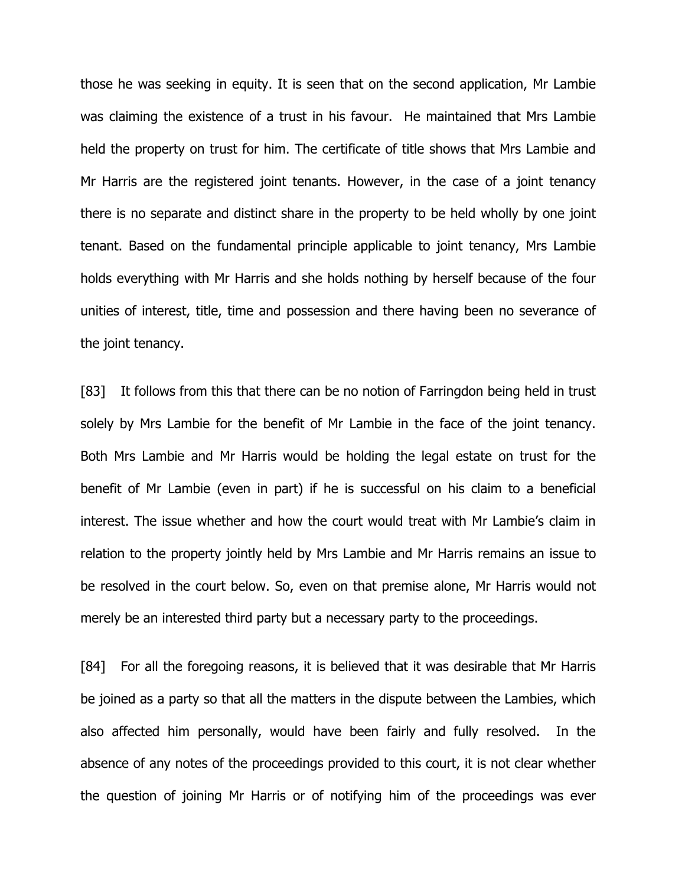those he was seeking in equity. It is seen that on the second application, Mr Lambie was claiming the existence of a trust in his favour. He maintained that Mrs Lambie held the property on trust for him. The certificate of title shows that Mrs Lambie and Mr Harris are the registered joint tenants. However, in the case of a joint tenancy there is no separate and distinct share in the property to be held wholly by one joint tenant. Based on the fundamental principle applicable to joint tenancy, Mrs Lambie holds everything with Mr Harris and she holds nothing by herself because of the four unities of interest, title, time and possession and there having been no severance of the joint tenancy.

[83] It follows from this that there can be no notion of Farringdon being held in trust solely by Mrs Lambie for the benefit of Mr Lambie in the face of the joint tenancy. Both Mrs Lambie and Mr Harris would be holding the legal estate on trust for the benefit of Mr Lambie (even in part) if he is successful on his claim to a beneficial interest. The issue whether and how the court would treat with Mr Lambie's claim in relation to the property jointly held by Mrs Lambie and Mr Harris remains an issue to be resolved in the court below. So, even on that premise alone, Mr Harris would not merely be an interested third party but a necessary party to the proceedings.

[84] For all the foregoing reasons, it is believed that it was desirable that Mr Harris be joined as a party so that all the matters in the dispute between the Lambies, which also affected him personally, would have been fairly and fully resolved. In the absence of any notes of the proceedings provided to this court, it is not clear whether the question of joining Mr Harris or of notifying him of the proceedings was ever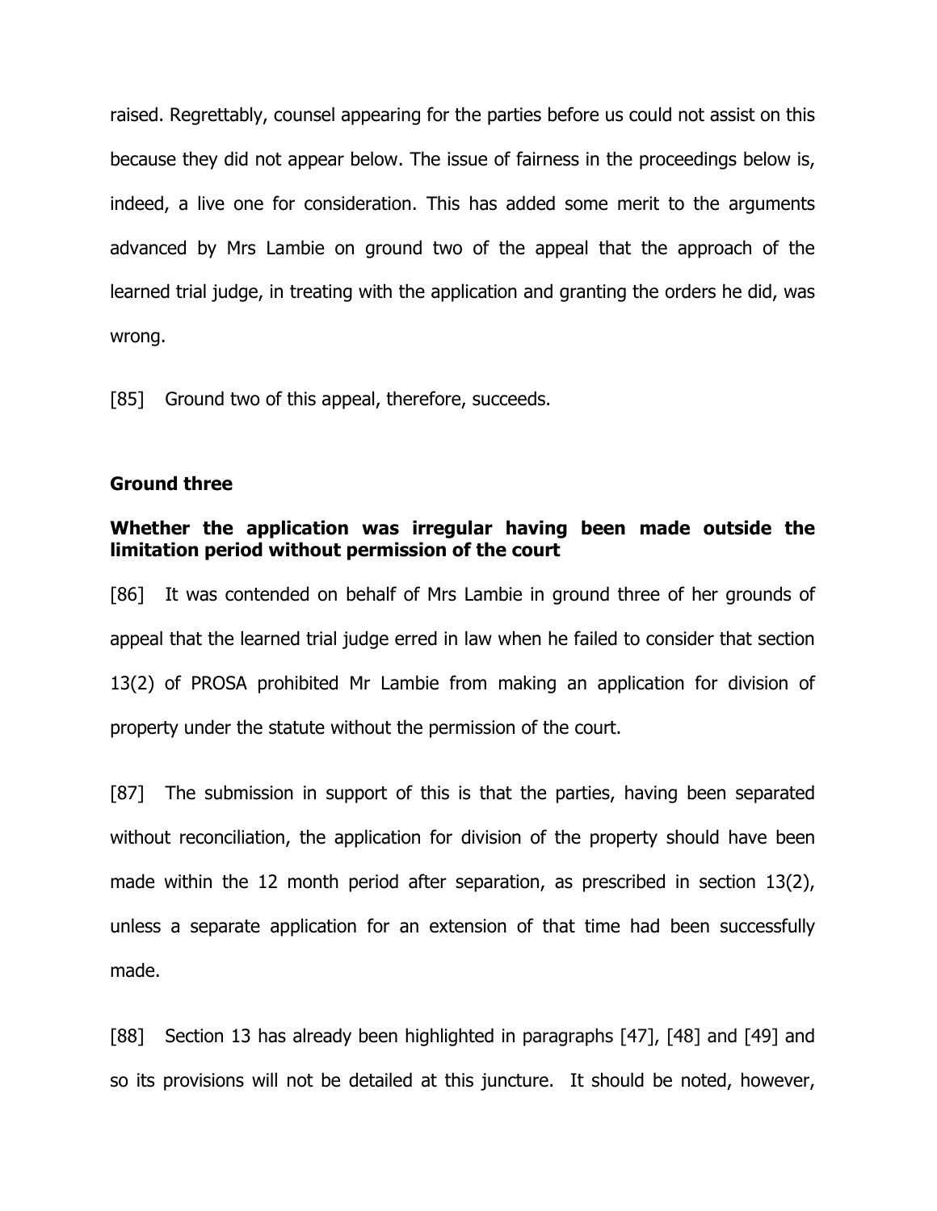raised. Regrettably, counsel appearing for the parties before us could not assist on this because they did not appear below. The issue of fairness in the proceedings below is, indeed, a live one for consideration. This has added some merit to the arguments advanced by Mrs Lambie on ground two of the appeal that the approach of the learned trial judge, in treating with the application and granting the orders he did, was wrong.

[85] Ground two of this appeal, therefore, succeeds.

### Ground three

### Whether the application was irregular having been made outside the limitation period without permission of the court

[86] It was contended on behalf of Mrs Lambie in ground three of her grounds of appeal that the learned trial judge erred in law when he failed to consider that section 13(2) of PROSA prohibited Mr Lambie from making an application for division of property under the statute without the permission of the court.

[87] The submission in support of this is that the parties, having been separated without reconciliation, the application for division of the property should have been made within the 12 month period after separation, as prescribed in section 13(2), unless a separate application for an extension of that time had been successfully made.

[88] Section 13 has already been highlighted in paragraphs [47], [48] and [49] and so its provisions will not be detailed at this juncture. It should be noted, however,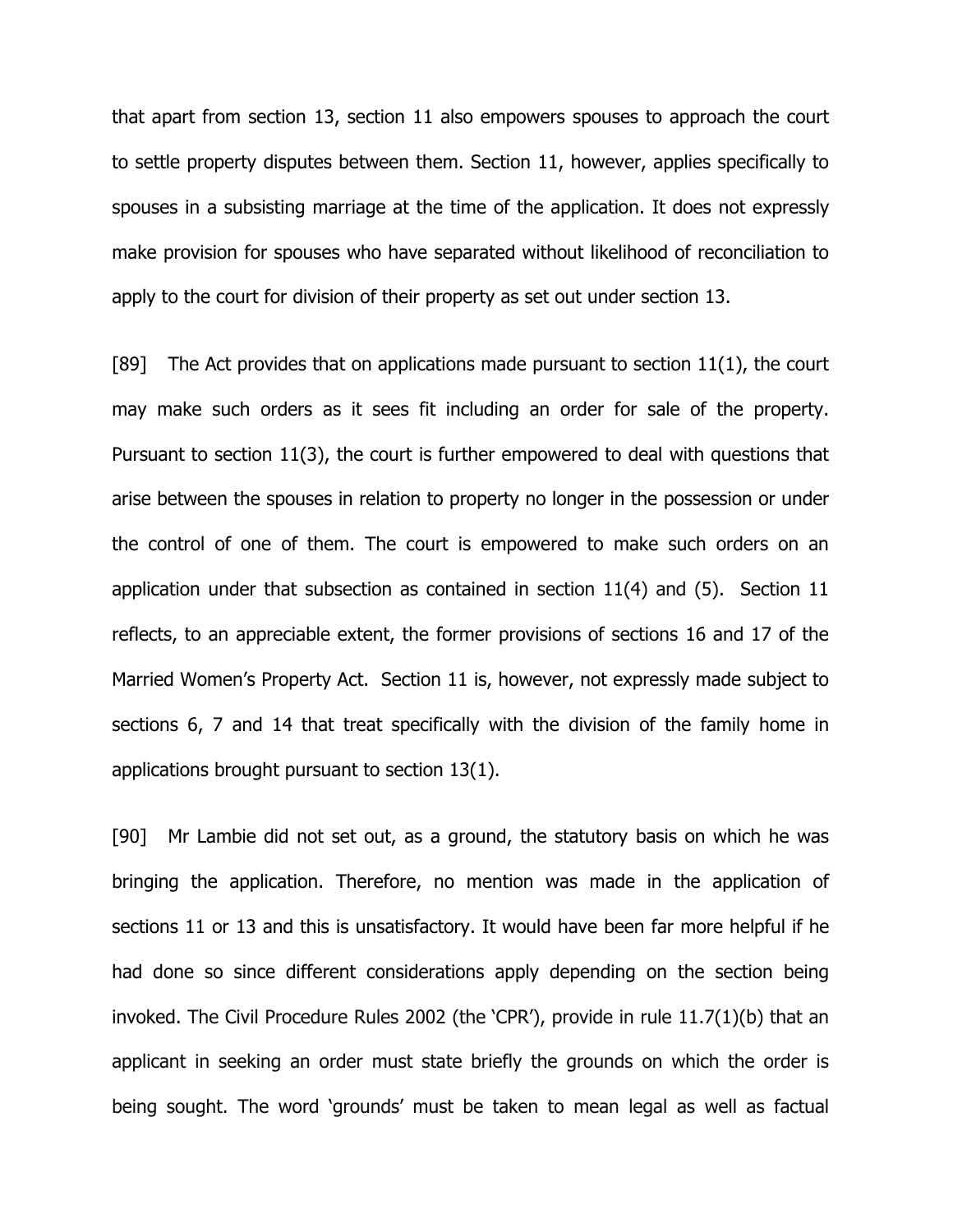that apart from section 13, section 11 also empowers spouses to approach the court to settle property disputes between them. Section 11, however, applies specifically to spouses in a subsisting marriage at the time of the application. It does not expressly make provision for spouses who have separated without likelihood of reconciliation to apply to the court for division of their property as set out under section 13.

[89] The Act provides that on applications made pursuant to section 11(1), the court may make such orders as it sees fit including an order for sale of the property. Pursuant to section 11(3), the court is further empowered to deal with questions that arise between the spouses in relation to property no longer in the possession or under the control of one of them. The court is empowered to make such orders on an application under that subsection as contained in section 11(4) and (5). Section 11 reflects, to an appreciable extent, the former provisions of sections 16 and 17 of the Married Women's Property Act. Section 11 is, however, not expressly made subject to sections 6, 7 and 14 that treat specifically with the division of the family home in applications brought pursuant to section 13(1).

[90] Mr Lambie did not set out, as a ground, the statutory basis on which he was bringing the application. Therefore, no mention was made in the application of sections 11 or 13 and this is unsatisfactory. It would have been far more helpful if he had done so since different considerations apply depending on the section being invoked. The Civil Procedure Rules 2002 (the 'CPR'), provide in rule 11.7(1)(b) that an applicant in seeking an order must state briefly the grounds on which the order is being sought. The word 'grounds' must be taken to mean legal as well as factual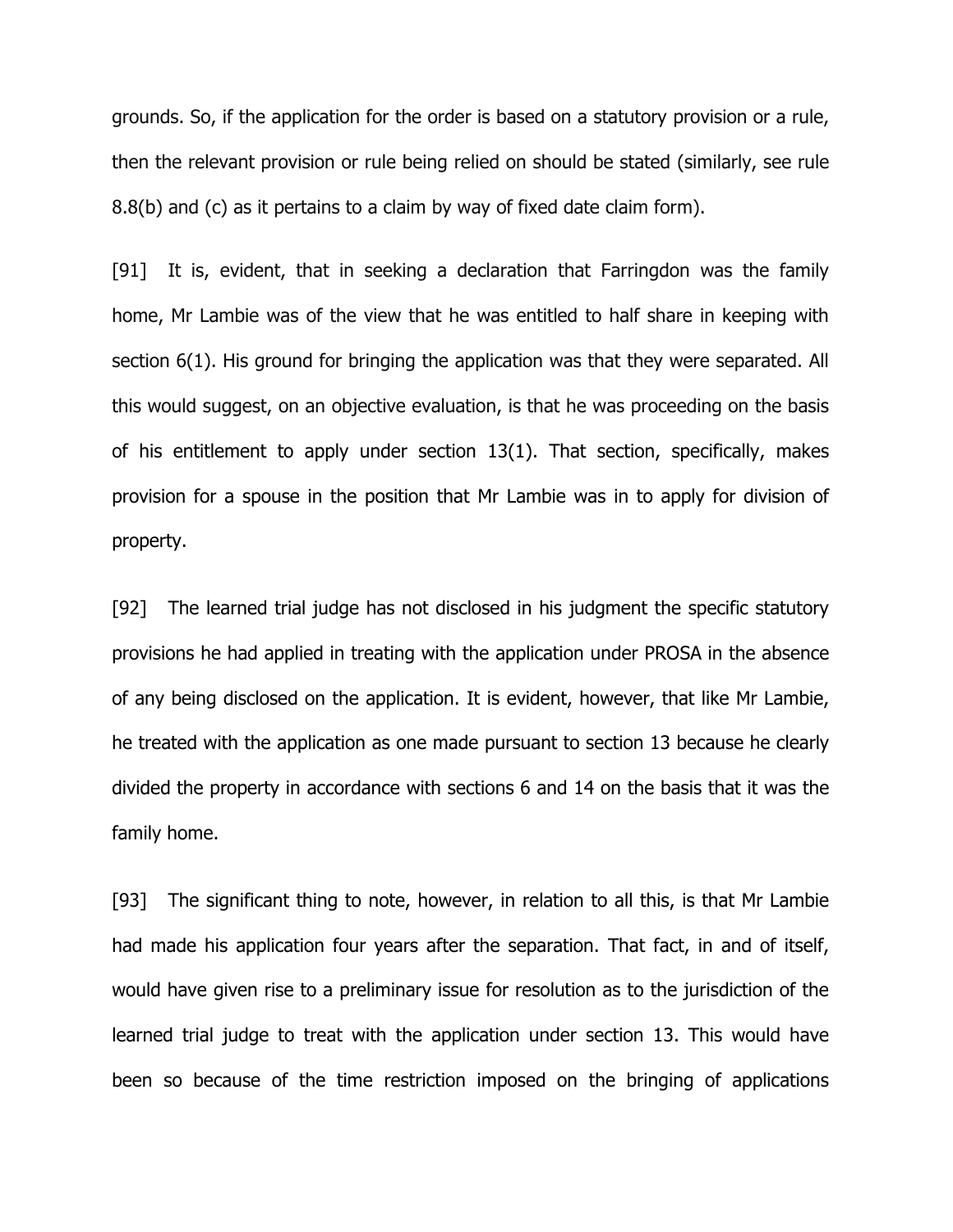grounds. So, if the application for the order is based on a statutory provision or a rule, then the relevant provision or rule being relied on should be stated (similarly, see rule 8.8(b) and (c) as it pertains to a claim by way of fixed date claim form).

[91] It is, evident, that in seeking a declaration that Farringdon was the family home, Mr Lambie was of the view that he was entitled to half share in keeping with section 6(1). His ground for bringing the application was that they were separated. All this would suggest, on an objective evaluation, is that he was proceeding on the basis of his entitlement to apply under section 13(1). That section, specifically, makes provision for a spouse in the position that Mr Lambie was in to apply for division of property.

[92] The learned trial judge has not disclosed in his judgment the specific statutory provisions he had applied in treating with the application under PROSA in the absence of any being disclosed on the application. It is evident, however, that like Mr Lambie, he treated with the application as one made pursuant to section 13 because he clearly divided the property in accordance with sections 6 and 14 on the basis that it was the family home.

[93] The significant thing to note, however, in relation to all this, is that Mr Lambie had made his application four years after the separation. That fact, in and of itself, would have given rise to a preliminary issue for resolution as to the jurisdiction of the learned trial judge to treat with the application under section 13. This would have been so because of the time restriction imposed on the bringing of applications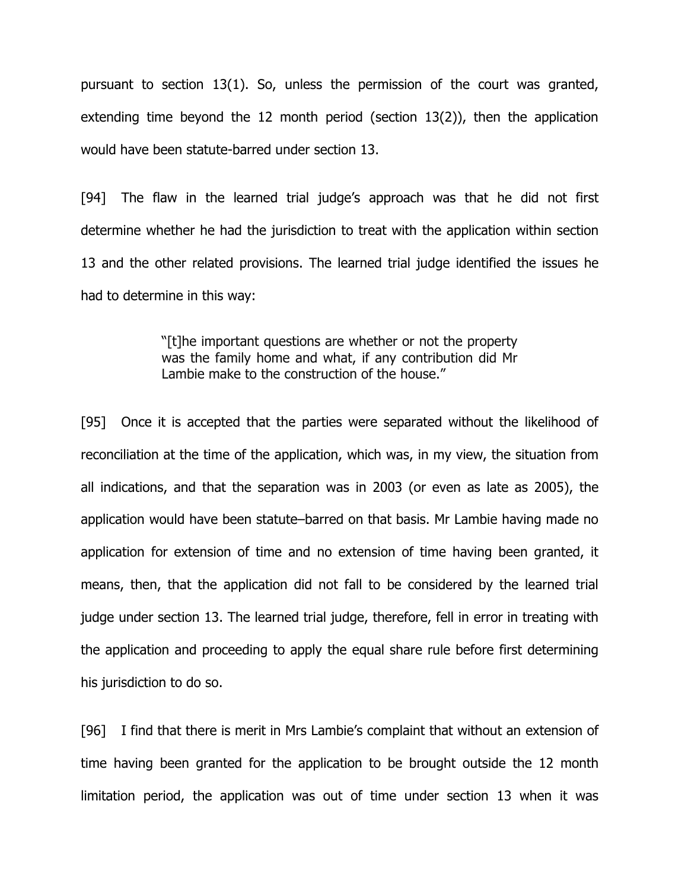pursuant to section 13(1). So, unless the permission of the court was granted, extending time beyond the 12 month period (section 13(2)), then the application would have been statute-barred under section 13.

[94] The flaw in the learned trial judge's approach was that he did not first determine whether he had the jurisdiction to treat with the application within section 13 and the other related provisions. The learned trial judge identified the issues he had to determine in this way:

> "[t]he important questions are whether or not the property was the family home and what, if any contribution did Mr Lambie make to the construction of the house."

[95] Once it is accepted that the parties were separated without the likelihood of reconciliation at the time of the application, which was, in my view, the situation from all indications, and that the separation was in 2003 (or even as late as 2005), the application would have been statute–barred on that basis. Mr Lambie having made no application for extension of time and no extension of time having been granted, it means, then, that the application did not fall to be considered by the learned trial judge under section 13. The learned trial judge, therefore, fell in error in treating with the application and proceeding to apply the equal share rule before first determining his jurisdiction to do so.

[96] I find that there is merit in Mrs Lambie's complaint that without an extension of time having been granted for the application to be brought outside the 12 month limitation period, the application was out of time under section 13 when it was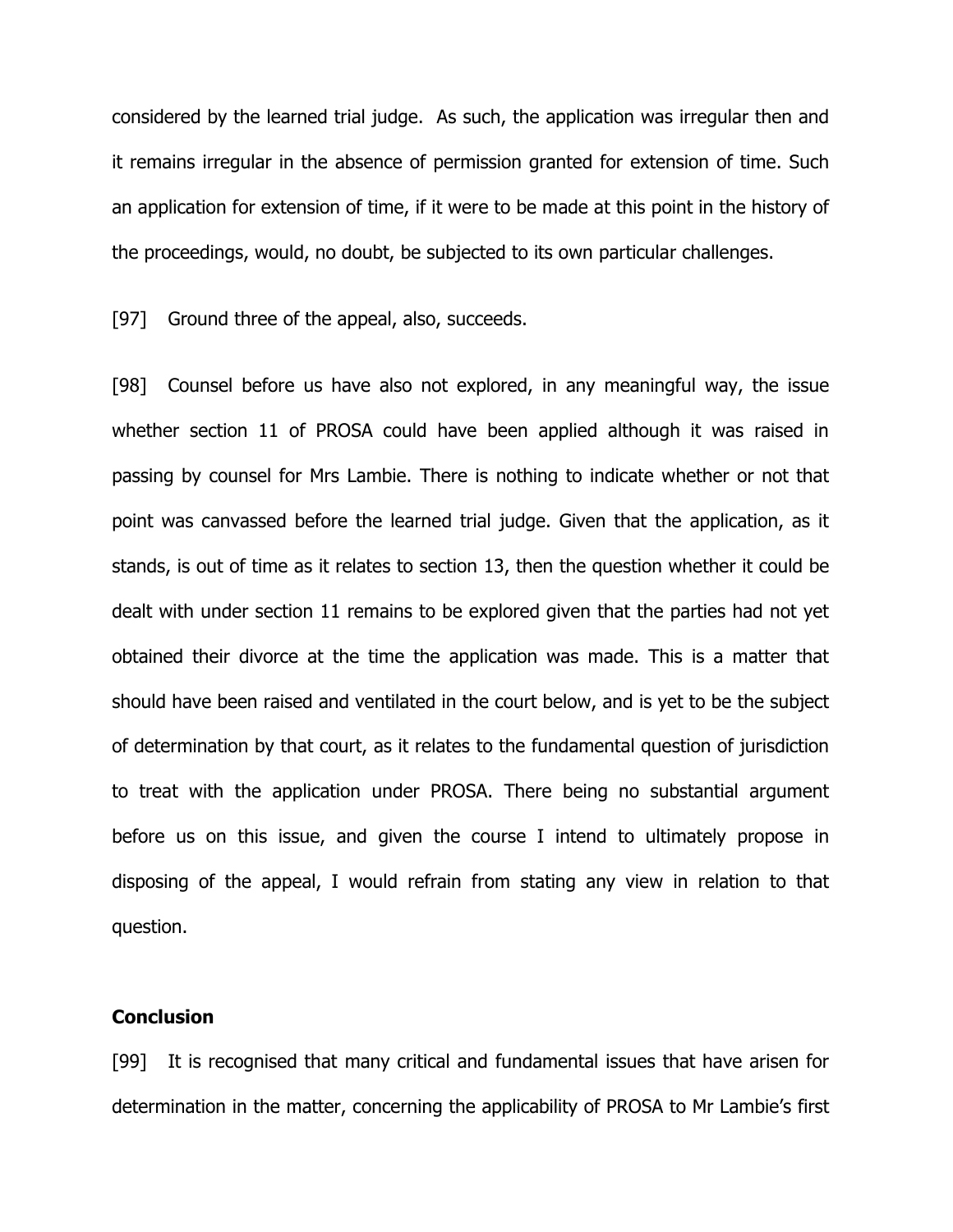considered by the learned trial judge. As such, the application was irregular then and it remains irregular in the absence of permission granted for extension of time. Such an application for extension of time, if it were to be made at this point in the history of the proceedings, would, no doubt, be subjected to its own particular challenges.

[97] Ground three of the appeal, also, succeeds.

[98] Counsel before us have also not explored, in any meaningful way, the issue whether section 11 of PROSA could have been applied although it was raised in passing by counsel for Mrs Lambie. There is nothing to indicate whether or not that point was canvassed before the learned trial judge. Given that the application, as it stands, is out of time as it relates to section 13, then the question whether it could be dealt with under section 11 remains to be explored given that the parties had not yet obtained their divorce at the time the application was made. This is a matter that should have been raised and ventilated in the court below, and is yet to be the subject of determination by that court, as it relates to the fundamental question of jurisdiction to treat with the application under PROSA. There being no substantial argument before us on this issue, and given the course I intend to ultimately propose in disposing of the appeal, I would refrain from stating any view in relation to that question.

## Conclusion

[99] It is recognised that many critical and fundamental issues that have arisen for determination in the matter, concerning the applicability of PROSA to Mr Lambie's first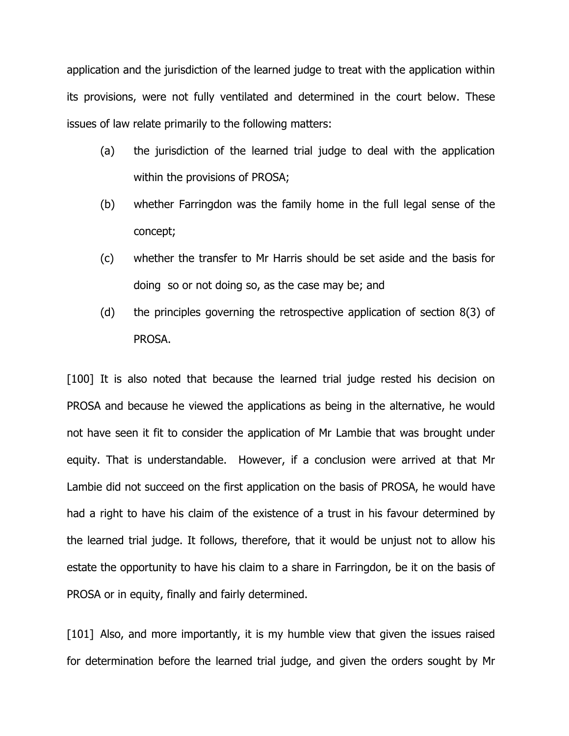application and the jurisdiction of the learned judge to treat with the application within its provisions, were not fully ventilated and determined in the court below. These issues of law relate primarily to the following matters:

(a) the jurisdiction of the learned trial judge to deal with the application within the provisions of PROSA;

(b) whether Farringdon was the family home in the full legal sense of the concept;

(c) whether the transfer to Mr Harris should be set aside and the basis for doing so or not doing so, as the case may be; and

(d) the principles governing the retrospective application of section 8(3) of PROSA.

[100] It is also noted that because the learned trial judge rested his decision on PROSA and because he viewed the applications as being in the alternative, he would not have seen it fit to consider the application of Mr Lambie that was brought under equity. That is understandable. However, if a conclusion were arrived at that Mr Lambie did not succeed on the first application on the basis of PROSA, he would have had a right to have his claim of the existence of a trust in his favour determined by the learned trial judge. It follows, therefore, that it would be unjust not to allow his estate the opportunity to have his claim to a share in Farringdon, be it on the basis of PROSA or in equity, finally and fairly determined.

[101] Also, and more importantly, it is my humble view that given the issues raised for determination before the learned trial judge, and given the orders sought by Mr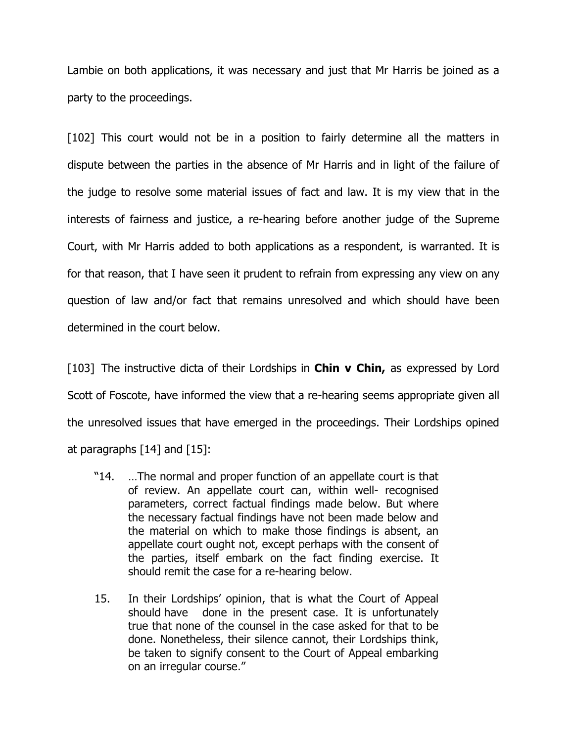Lambie on both applications, it was necessary and just that Mr Harris be joined as a party to the proceedings.

[102] This court would not be in a position to fairly determine all the matters in dispute between the parties in the absence of Mr Harris and in light of the failure of the judge to resolve some material issues of fact and law. It is my view that in the interests of fairness and justice, a re-hearing before another judge of the Supreme Court, with Mr Harris added to both applications as a respondent, is warranted. It is for that reason, that I have seen it prudent to refrain from expressing any view on any question of law and/or fact that remains unresolved and which should have been determined in the court below.

[103] The instructive dicta of their Lordships in **Chin v Chin,** as expressed by Lord Scott of Foscote, have informed the view that a re-hearing seems appropriate given all the unresolved issues that have emerged in the proceedings. Their Lordships opined at paragraphs [14] and [15]:

> "14. …The normal and proper function of an appellate court is that of review. An appellate court can, within well- recognised parameters, correct factual findings made below. But where the necessary factual findings have not been made below and the material on which to make those findings is absent, an appellate court ought not, except perhaps with the consent of the parties, itself embark on the fact finding exercise. It should remit the case for a re-hearing below.
>
> 15. In their Lordships' opinion, that is what the Court of Appeal should have done in the present case. It is unfortunately true that none of the counsel in the case asked for that to be done. Nonetheless, their silence cannot, their Lordships think, be taken to signify consent to the Court of Appeal embarking on an irregular course."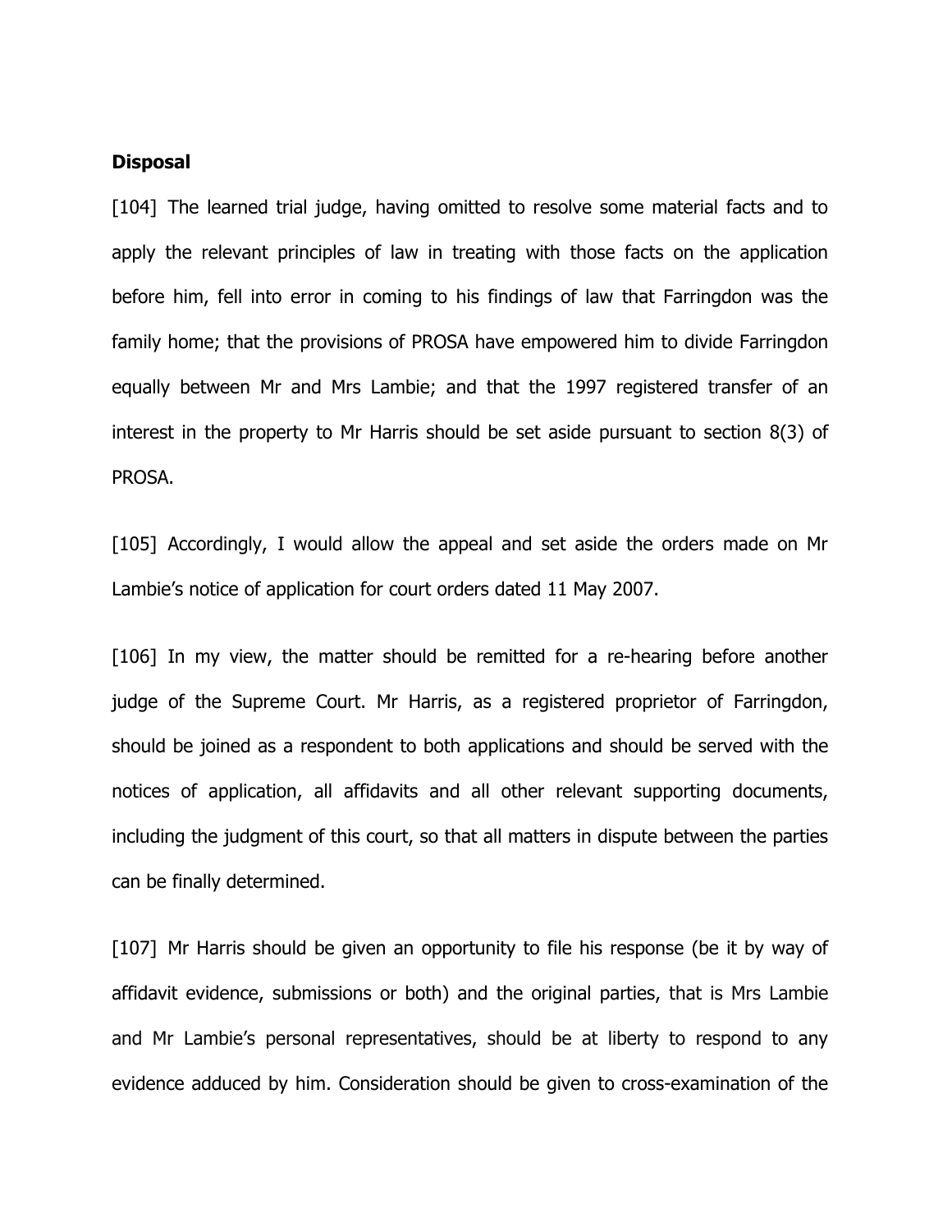**Disposal**

[104] The learned trial judge, having omitted to resolve some material facts and to apply the relevant principles of law in treating with those facts on the application before him, fell into error in coming to his findings of law that Farringdon was the family home; that the provisions of PROSA have empowered him to divide Farringdon equally between Mr and Mrs Lambie; and that the 1997 registered transfer of an interest in the property to Mr Harris should be set aside pursuant to section 8(3) of PROSA.

[105] Accordingly, I would allow the appeal and set aside the orders made on Mr Lambie's notice of application for court orders dated 11 May 2007.

[106] In my view, the matter should be remitted for a re-hearing before another judge of the Supreme Court. Mr Harris, as a registered proprietor of Farringdon, should be joined as a respondent to both applications and should be served with the notices of application, all affidavits and all other relevant supporting documents, including the judgment of this court, so that all matters in dispute between the parties can be finally determined.

[107] Mr Harris should be given an opportunity to file his response (be it by way of affidavit evidence, submissions or both) and the original parties, that is Mrs Lambie and Mr Lambie's personal representatives, should be at liberty to respond to any evidence adduced by him. Consideration should be given to cross-examination of the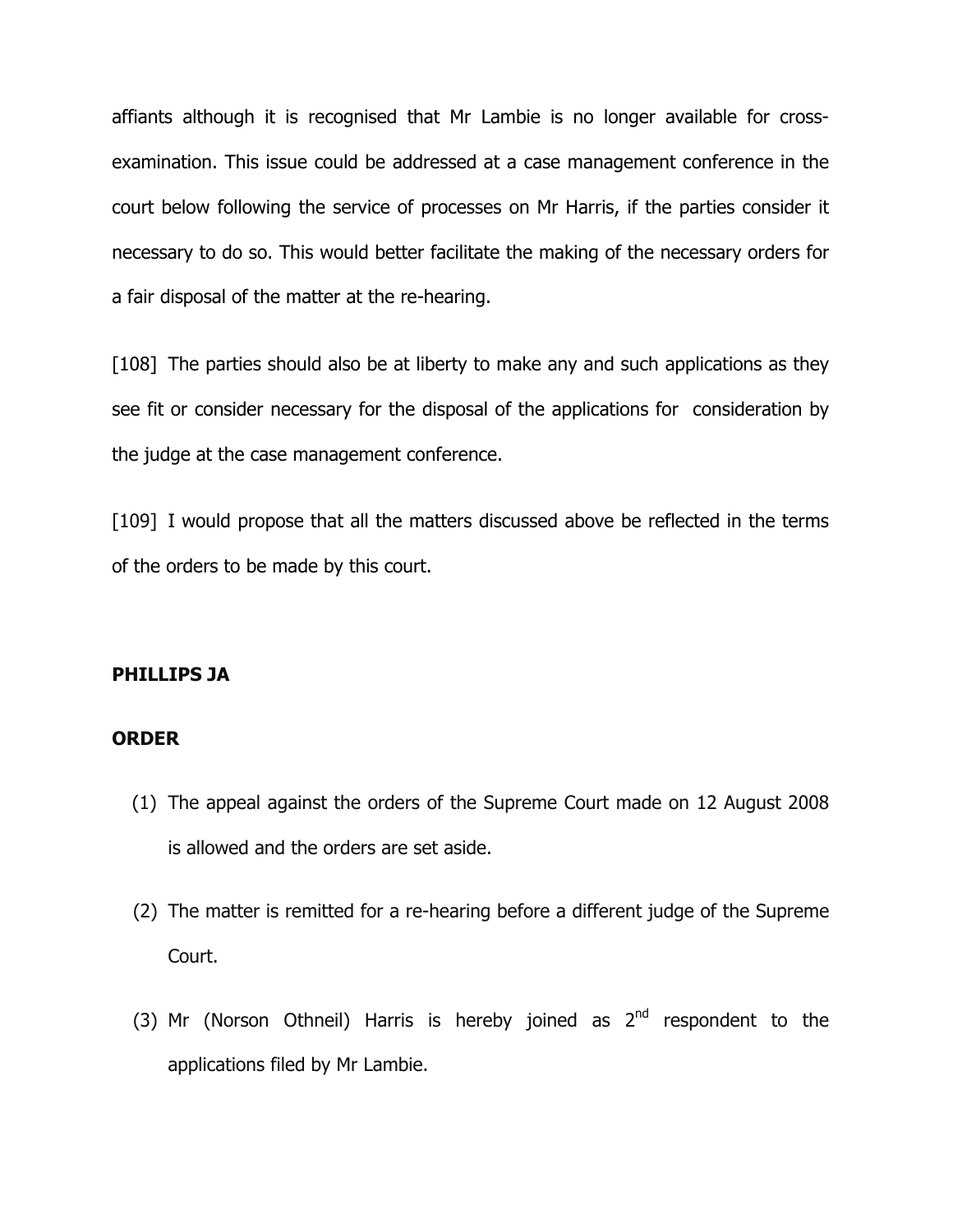affiants although it is recognised that Mr Lambie is no longer available for cross-examination. This issue could be addressed at a case management conference in the court below following the service of processes on Mr Harris, if the parties consider it necessary to do so. This would better facilitate the making of the necessary orders for a fair disposal of the matter at the re-hearing.

[108] The parties should also be at liberty to make any and such applications as they see fit or consider necessary for the disposal of the applications for consideration by the judge at the case management conference.

[109] I would propose that all the matters discussed above be reflected in the terms of the orders to be made by this court.

**PHILLIPS JA**

**ORDER**

(1) The appeal against the orders of the Supreme Court made on 12 August 2008 is allowed and the orders are set aside.

(2) The matter is remitted for a re-hearing before a different judge of the Supreme Court.

(3) Mr (Norson Othneil) Harris is hereby joined as 2nd respondent to the applications filed by Mr Lambie.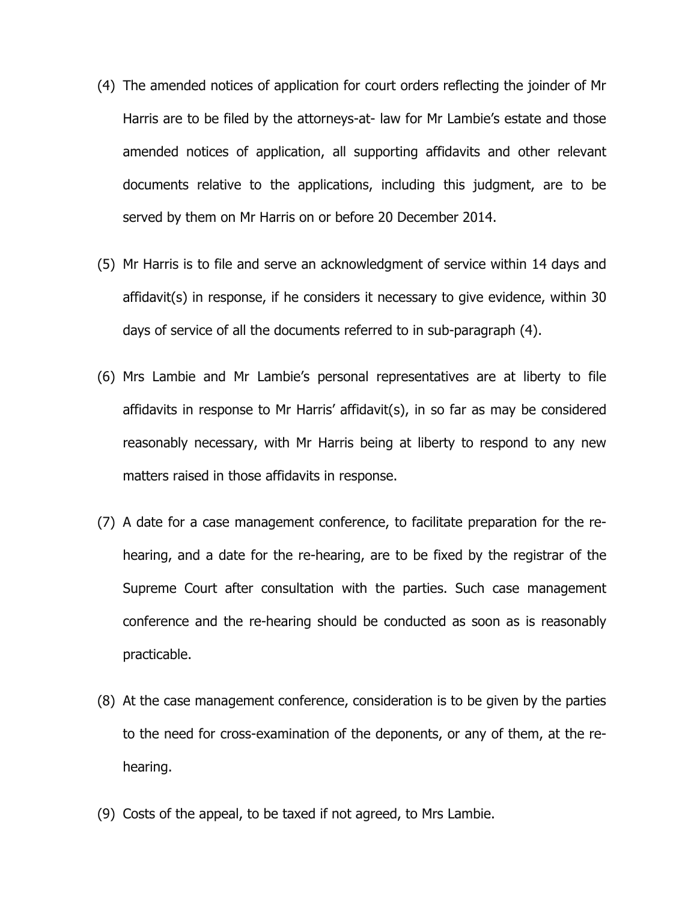(4) The amended notices of application for court orders reflecting the joinder of Mr Harris are to be filed by the attorneys-at- law for Mr Lambie's estate and those amended notices of application, all supporting affidavits and other relevant documents relative to the applications, including this judgment, are to be served by them on Mr Harris on or before 20 December 2014.

(5) Mr Harris is to file and serve an acknowledgment of service within 14 days and affidavit(s) in response, if he considers it necessary to give evidence, within 30 days of service of all the documents referred to in sub-paragraph (4).

(6) Mrs Lambie and Mr Lambie's personal representatives are at liberty to file affidavits in response to Mr Harris' affidavit(s), in so far as may be considered reasonably necessary, with Mr Harris being at liberty to respond to any new matters raised in those affidavits in response.

(7) A date for a case management conference, to facilitate preparation for the re-hearing, and a date for the re-hearing, are to be fixed by the registrar of the Supreme Court after consultation with the parties. Such case management conference and the re-hearing should be conducted as soon as is reasonably practicable.

(8) At the case management conference, consideration is to be given by the parties to the need for cross-examination of the deponents, or any of them, at the re-hearing.

(9) Costs of the appeal, to be taxed if not agreed, to Mrs Lambie.